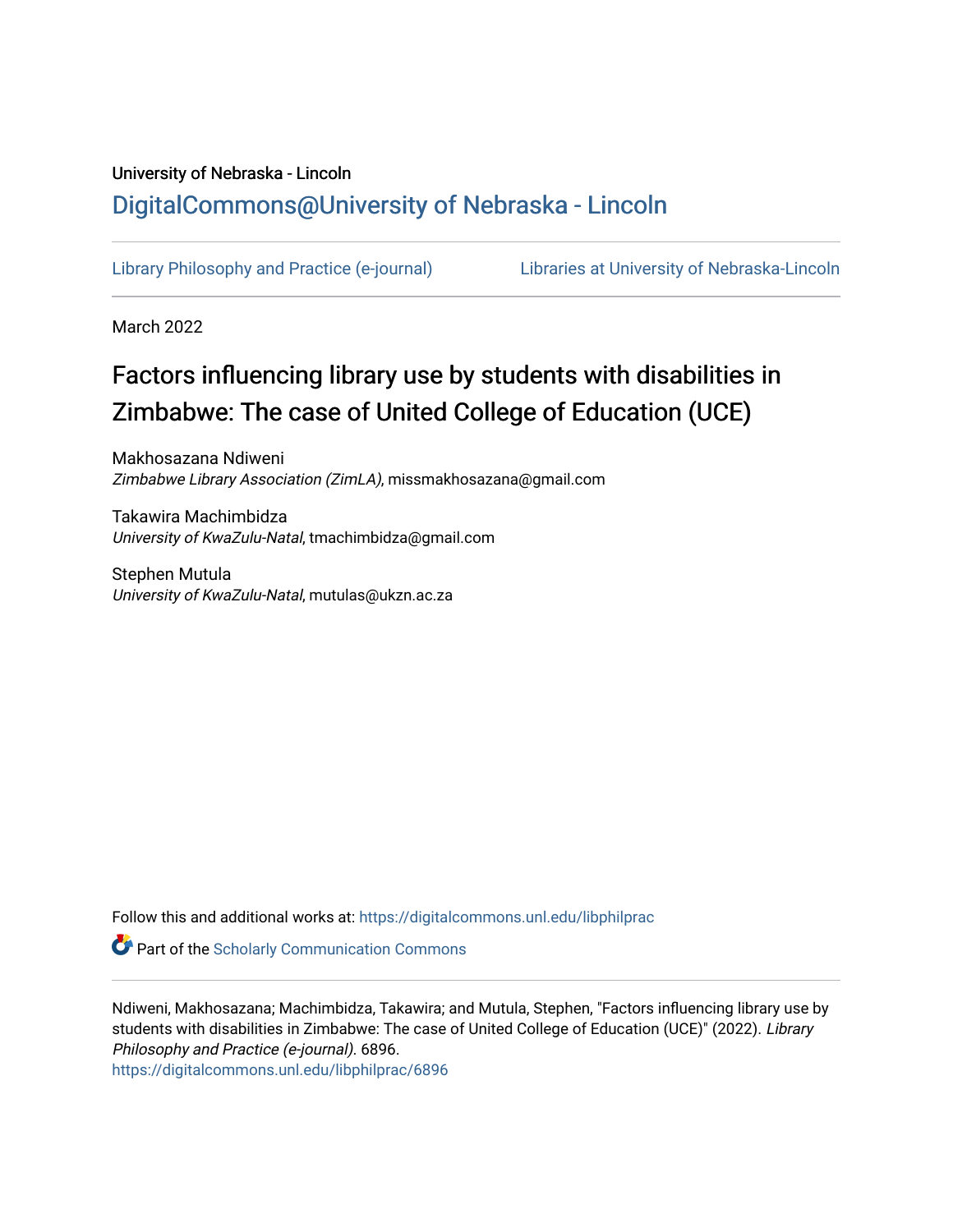University of Nebraska - Lincoln

## DigitalCommons@University of Nebraska - Lincoln

Library Philosophy and Practice (e-journal) | Libraries at University of Nebraska-Lincoln

March 2022

# Factors influencing library use by students with disabilities in Zimbabwe: The case of United College of Education (UCE)

Makhosazana Ndiweni
*Zimbabwe Library Association (ZimLA)*, missmakhosazana@gmail.com

Takawira Machimbidza
*University of KwaZulu-Natal*, tmachimbidza@gmail.com

Stephen Mutula
*University of KwaZulu-Natal*, mutulas@ukzn.ac.za

Follow this and additional works at: https://digitalcommons.unl.edu/libphilprac

Part of the Scholarly Communication Commons

Ndiweni, Makhosazana; Machimbidza, Takawira; and Mutula, Stephen, "Factors influencing library use by students with disabilities in Zimbabwe: The case of United College of Education (UCE)" (2022). *Library Philosophy and Practice (e-journal)*. 6896.
https://digitalcommons.unl.edu/libphilprac/6896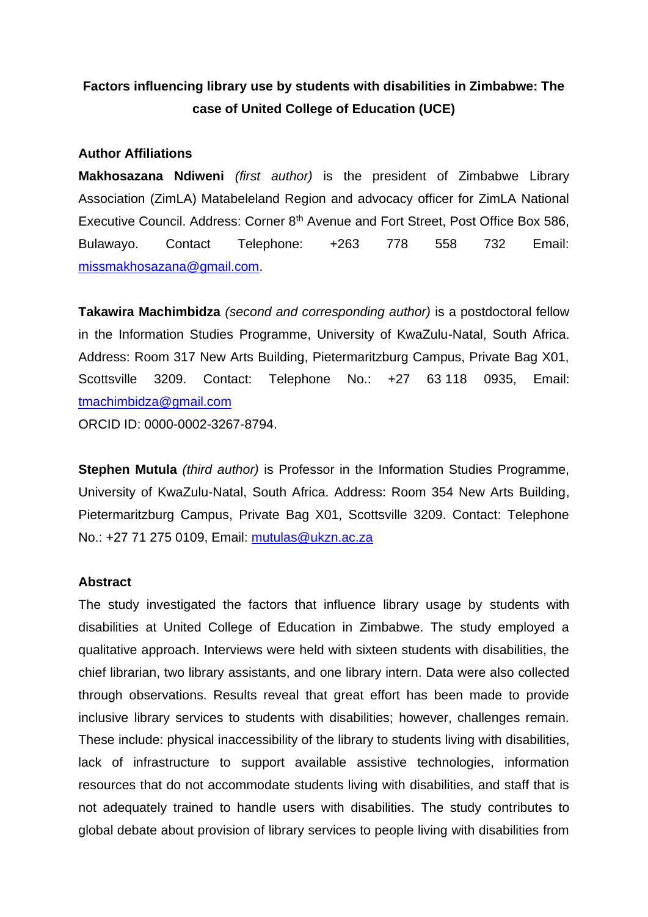**Factors influencing library use by students with disabilities in Zimbabwe: The case of United College of Education (UCE)**

**Author Affiliations**

**Makhosazana Ndiweni** *(first author)* is the president of Zimbabwe Library Association (ZimLA) Matabeleland Region and advocacy officer for ZimLA National Executive Council. Address: Corner 8th Avenue and Fort Street, Post Office Box 586, Bulawayo. Contact Telephone: +263 778 558 732 Email: missmakhosazana@gmail.com.

**Takawira Machimbidza** *(second and corresponding author)* is a postdoctoral fellow in the Information Studies Programme, University of KwaZulu-Natal, South Africa. Address: Room 317 New Arts Building, Pietermaritzburg Campus, Private Bag X01, Scottsville 3209. Contact: Telephone No.: +27 63 118 0935, Email: tmachimbidza@gmail.com

ORCID ID: 0000-0002-3267-8794.

**Stephen Mutula** *(third author)* is Professor in the Information Studies Programme, University of KwaZulu-Natal, South Africa. Address: Room 354 New Arts Building, Pietermaritzburg Campus, Private Bag X01, Scottsville 3209. Contact: Telephone No.: +27 71 275 0109, Email: mutulas@ukzn.ac.za

**Abstract**

The study investigated the factors that influence library usage by students with disabilities at United College of Education in Zimbabwe. The study employed a qualitative approach. Interviews were held with sixteen students with disabilities, the chief librarian, two library assistants, and one library intern. Data were also collected through observations. Results reveal that great effort has been made to provide inclusive library services to students with disabilities; however, challenges remain. These include: physical inaccessibility of the library to students living with disabilities, lack of infrastructure to support available assistive technologies, information resources that do not accommodate students living with disabilities, and staff that is not adequately trained to handle users with disabilities. The study contributes to global debate about provision of library services to people living with disabilities from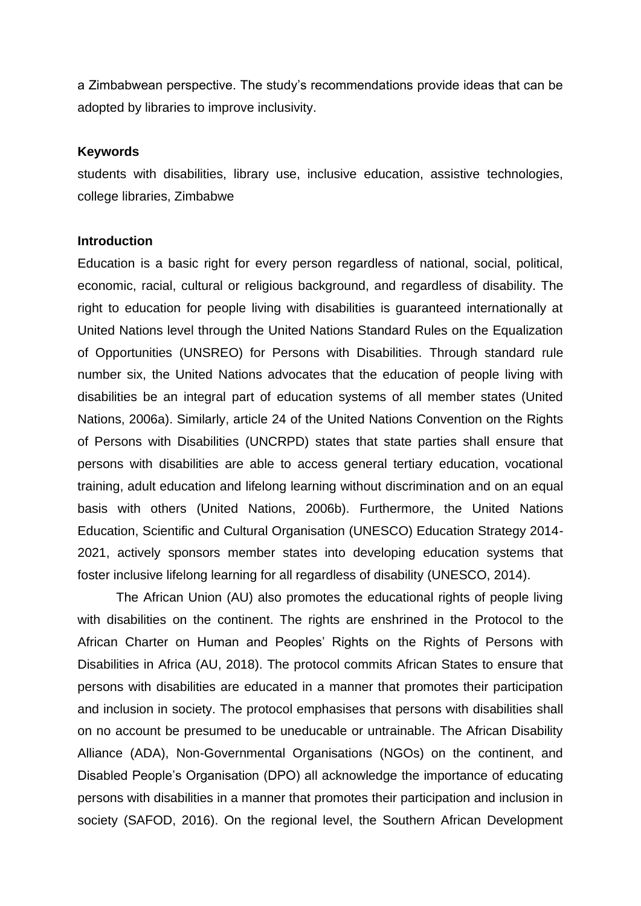a Zimbabwean perspective. The study's recommendations provide ideas that can be adopted by libraries to improve inclusivity.

**Keywords**

students with disabilities, library use, inclusive education, assistive technologies, college libraries, Zimbabwe

## Introduction

Education is a basic right for every person regardless of national, social, political, economic, racial, cultural or religious background, and regardless of disability. The right to education for people living with disabilities is guaranteed internationally at United Nations level through the United Nations Standard Rules on the Equalization of Opportunities (UNSREO) for Persons with Disabilities. Through standard rule number six, the United Nations advocates that the education of people living with disabilities be an integral part of education systems of all member states (United Nations, 2006a). Similarly, article 24 of the United Nations Convention on the Rights of Persons with Disabilities (UNCRPD) states that state parties shall ensure that persons with disabilities are able to access general tertiary education, vocational training, adult education and lifelong learning without discrimination and on an equal basis with others (United Nations, 2006b). Furthermore, the United Nations Education, Scientific and Cultural Organisation (UNESCO) Education Strategy 2014-2021, actively sponsors member states into developing education systems that foster inclusive lifelong learning for all regardless of disability (UNESCO, 2014).

The African Union (AU) also promotes the educational rights of people living with disabilities on the continent. The rights are enshrined in the Protocol to the African Charter on Human and Peoples' Rights on the Rights of Persons with Disabilities in Africa (AU, 2018). The protocol commits African States to ensure that persons with disabilities are educated in a manner that promotes their participation and inclusion in society. The protocol emphasises that persons with disabilities shall on no account be presumed to be uneducable or untrainable. The African Disability Alliance (ADA), Non-Governmental Organisations (NGOs) on the continent, and Disabled People's Organisation (DPO) all acknowledge the importance of educating persons with disabilities in a manner that promotes their participation and inclusion in society (SAFOD, 2016). On the regional level, the Southern African Development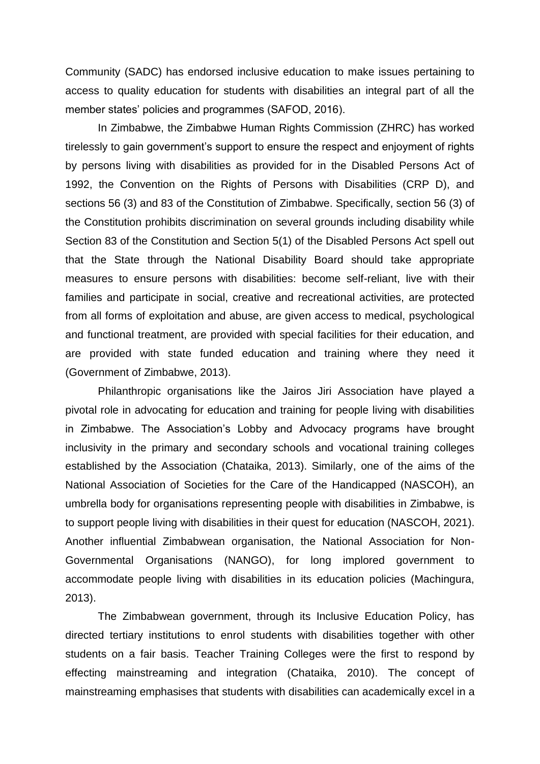Community (SADC) has endorsed inclusive education to make issues pertaining to access to quality education for students with disabilities an integral part of all the member states' policies and programmes (SAFOD, 2016).

In Zimbabwe, the Zimbabwe Human Rights Commission (ZHRC) has worked tirelessly to gain government's support to ensure the respect and enjoyment of rights by persons living with disabilities as provided for in the Disabled Persons Act of 1992, the Convention on the Rights of Persons with Disabilities (CRP D), and sections 56 (3) and 83 of the Constitution of Zimbabwe. Specifically, section 56 (3) of the Constitution prohibits discrimination on several grounds including disability while Section 83 of the Constitution and Section 5(1) of the Disabled Persons Act spell out that the State through the National Disability Board should take appropriate measures to ensure persons with disabilities: become self-reliant, live with their families and participate in social, creative and recreational activities, are protected from all forms of exploitation and abuse, are given access to medical, psychological and functional treatment, are provided with special facilities for their education, and are provided with state funded education and training where they need it (Government of Zimbabwe, 2013).

Philanthropic organisations like the Jairos Jiri Association have played a pivotal role in advocating for education and training for people living with disabilities in Zimbabwe. The Association's Lobby and Advocacy programs have brought inclusivity in the primary and secondary schools and vocational training colleges established by the Association (Chataika, 2013). Similarly, one of the aims of the National Association of Societies for the Care of the Handicapped (NASCOH), an umbrella body for organisations representing people with disabilities in Zimbabwe, is to support people living with disabilities in their quest for education (NASCOH, 2021). Another influential Zimbabwean organisation, the National Association for Non-Governmental Organisations (NANGO), for long implored government to accommodate people living with disabilities in its education policies (Machingura, 2013).

The Zimbabwean government, through its Inclusive Education Policy, has directed tertiary institutions to enrol students with disabilities together with other students on a fair basis. Teacher Training Colleges were the first to respond by effecting mainstreaming and integration (Chataika, 2010). The concept of mainstreaming emphasises that students with disabilities can academically excel in a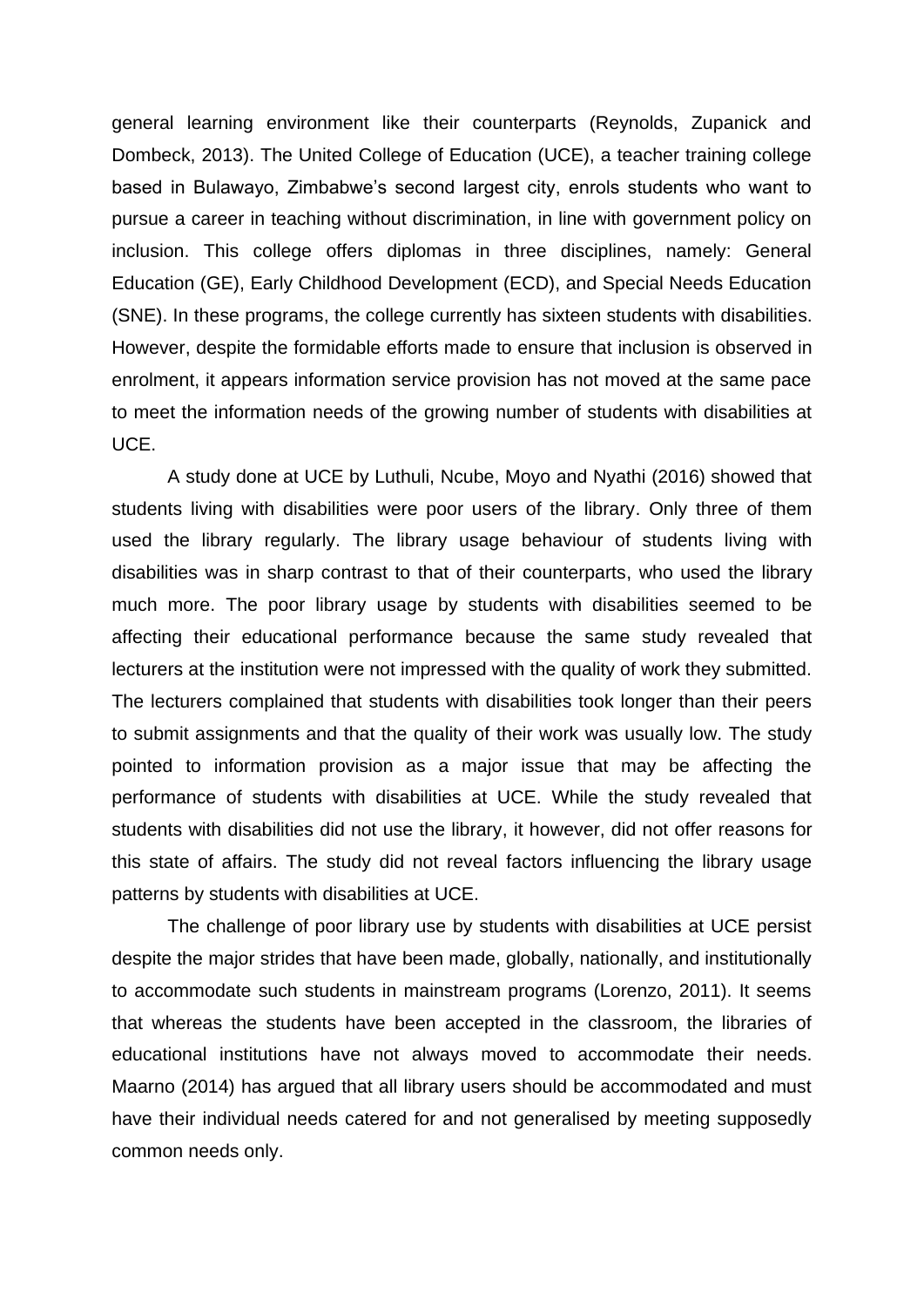general learning environment like their counterparts (Reynolds, Zupanick and Dombeck, 2013). The United College of Education (UCE), a teacher training college based in Bulawayo, Zimbabwe's second largest city, enrols students who want to pursue a career in teaching without discrimination, in line with government policy on inclusion. This college offers diplomas in three disciplines, namely: General Education (GE), Early Childhood Development (ECD), and Special Needs Education (SNE). In these programs, the college currently has sixteen students with disabilities. However, despite the formidable efforts made to ensure that inclusion is observed in enrolment, it appears information service provision has not moved at the same pace to meet the information needs of the growing number of students with disabilities at UCE.

A study done at UCE by Luthuli, Ncube, Moyo and Nyathi (2016) showed that students living with disabilities were poor users of the library. Only three of them used the library regularly. The library usage behaviour of students living with disabilities was in sharp contrast to that of their counterparts, who used the library much more. The poor library usage by students with disabilities seemed to be affecting their educational performance because the same study revealed that lecturers at the institution were not impressed with the quality of work they submitted. The lecturers complained that students with disabilities took longer than their peers to submit assignments and that the quality of their work was usually low. The study pointed to information provision as a major issue that may be affecting the performance of students with disabilities at UCE. While the study revealed that students with disabilities did not use the library, it however, did not offer reasons for this state of affairs. The study did not reveal factors influencing the library usage patterns by students with disabilities at UCE.

The challenge of poor library use by students with disabilities at UCE persist despite the major strides that have been made, globally, nationally, and institutionally to accommodate such students in mainstream programs (Lorenzo, 2011). It seems that whereas the students have been accepted in the classroom, the libraries of educational institutions have not always moved to accommodate their needs. Maarno (2014) has argued that all library users should be accommodated and must have their individual needs catered for and not generalised by meeting supposedly common needs only.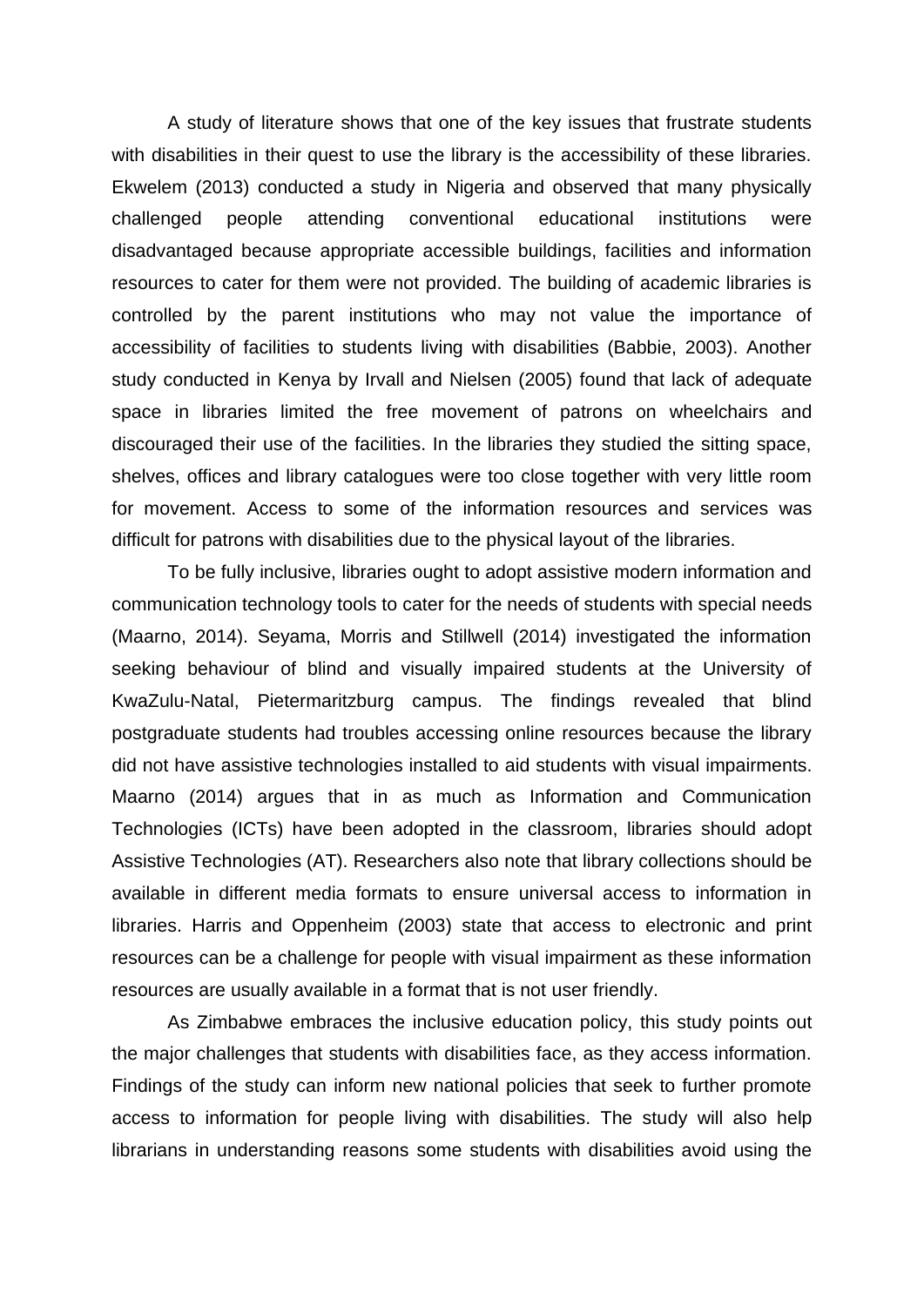A study of literature shows that one of the key issues that frustrate students with disabilities in their quest to use the library is the accessibility of these libraries. Ekwelem (2013) conducted a study in Nigeria and observed that many physically challenged people attending conventional educational institutions were disadvantaged because appropriate accessible buildings, facilities and information resources to cater for them were not provided. The building of academic libraries is controlled by the parent institutions who may not value the importance of accessibility of facilities to students living with disabilities (Babbie, 2003). Another study conducted in Kenya by Irvall and Nielsen (2005) found that lack of adequate space in libraries limited the free movement of patrons on wheelchairs and discouraged their use of the facilities. In the libraries they studied the sitting space, shelves, offices and library catalogues were too close together with very little room for movement. Access to some of the information resources and services was difficult for patrons with disabilities due to the physical layout of the libraries.

To be fully inclusive, libraries ought to adopt assistive modern information and communication technology tools to cater for the needs of students with special needs (Maarno, 2014). Seyama, Morris and Stillwell (2014) investigated the information seeking behaviour of blind and visually impaired students at the University of KwaZulu-Natal, Pietermaritzburg campus. The findings revealed that blind postgraduate students had troubles accessing online resources because the library did not have assistive technologies installed to aid students with visual impairments. Maarno (2014) argues that in as much as Information and Communication Technologies (ICTs) have been adopted in the classroom, libraries should adopt Assistive Technologies (AT). Researchers also note that library collections should be available in different media formats to ensure universal access to information in libraries. Harris and Oppenheim (2003) state that access to electronic and print resources can be a challenge for people with visual impairment as these information resources are usually available in a format that is not user friendly.

As Zimbabwe embraces the inclusive education policy, this study points out the major challenges that students with disabilities face, as they access information. Findings of the study can inform new national policies that seek to further promote access to information for people living with disabilities. The study will also help librarians in understanding reasons some students with disabilities avoid using the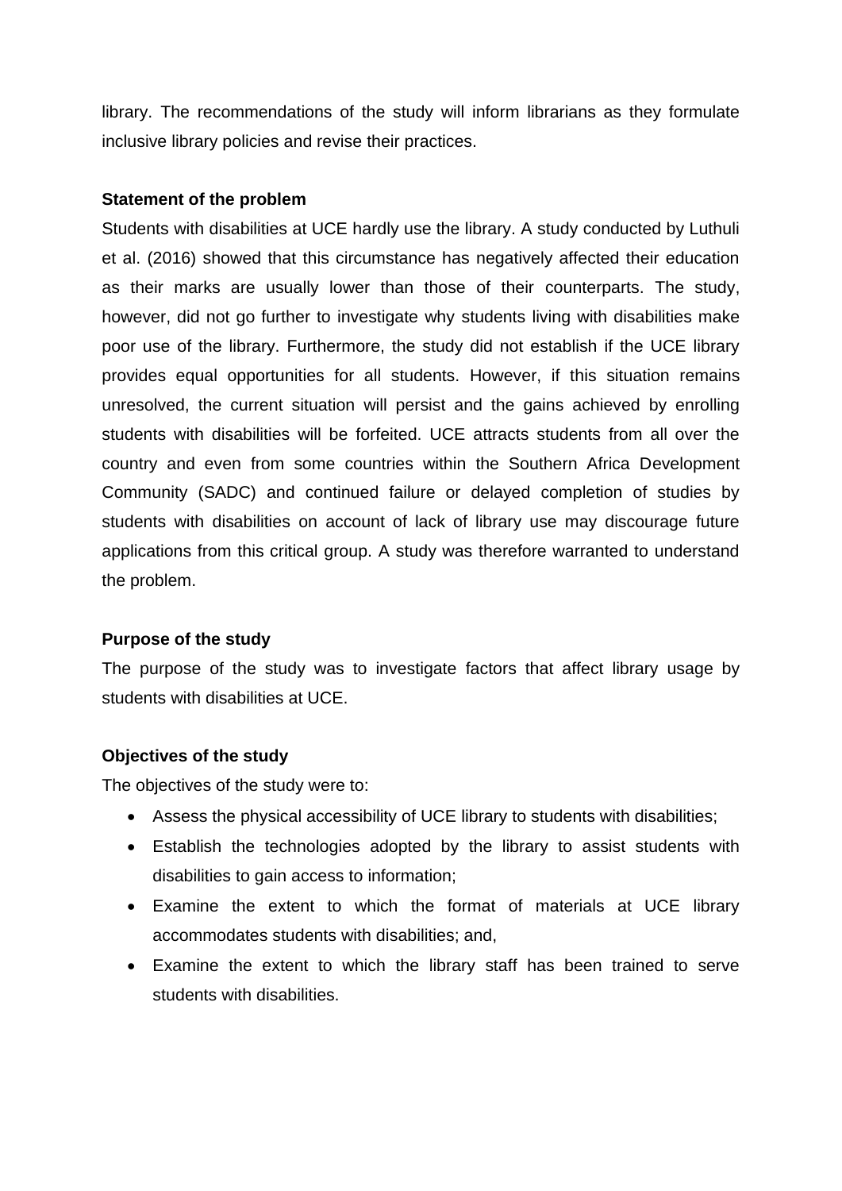library. The recommendations of the study will inform librarians as they formulate inclusive library policies and revise their practices.

**Statement of the problem**

Students with disabilities at UCE hardly use the library. A study conducted by Luthuli et al. (2016) showed that this circumstance has negatively affected their education as their marks are usually lower than those of their counterparts. The study, however, did not go further to investigate why students living with disabilities make poor use of the library. Furthermore, the study did not establish if the UCE library provides equal opportunities for all students. However, if this situation remains unresolved, the current situation will persist and the gains achieved by enrolling students with disabilities will be forfeited. UCE attracts students from all over the country and even from some countries within the Southern Africa Development Community (SADC) and continued failure or delayed completion of studies by students with disabilities on account of lack of library use may discourage future applications from this critical group. A study was therefore warranted to understand the problem.

**Purpose of the study**

The purpose of the study was to investigate factors that affect library usage by students with disabilities at UCE.

**Objectives of the study**

The objectives of the study were to:

- Assess the physical accessibility of UCE library to students with disabilities;
- Establish the technologies adopted by the library to assist students with disabilities to gain access to information;
- Examine the extent to which the format of materials at UCE library accommodates students with disabilities; and,
- Examine the extent to which the library staff has been trained to serve students with disabilities.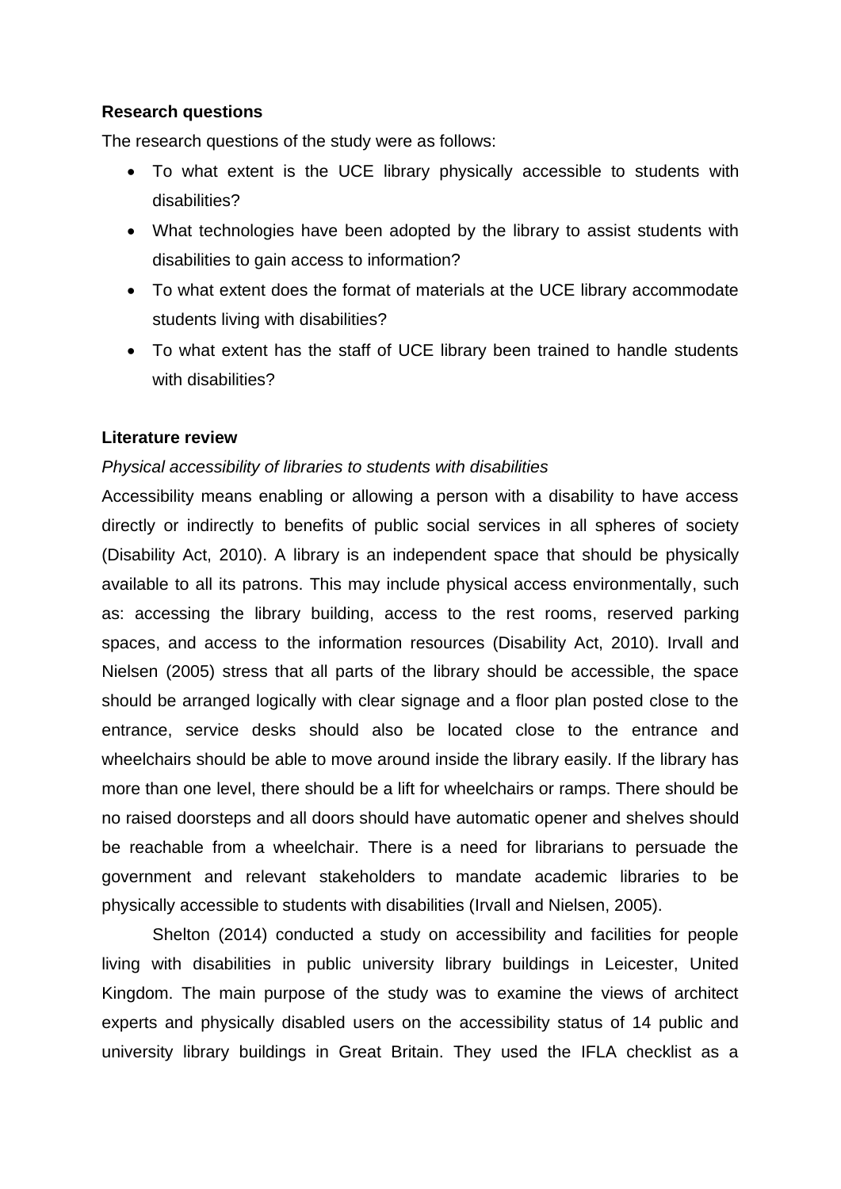**Research questions**

The research questions of the study were as follows:

- To what extent is the UCE library physically accessible to students with disabilities?
- What technologies have been adopted by the library to assist students with disabilities to gain access to information?
- To what extent does the format of materials at the UCE library accommodate students living with disabilities?
- To what extent has the staff of UCE library been trained to handle students with disabilities?

**Literature review**

*Physical accessibility of libraries to students with disabilities*

Accessibility means enabling or allowing a person with a disability to have access directly or indirectly to benefits of public social services in all spheres of society (Disability Act, 2010). A library is an independent space that should be physically available to all its patrons. This may include physical access environmentally, such as: accessing the library building, access to the rest rooms, reserved parking spaces, and access to the information resources (Disability Act, 2010). Irvall and Nielsen (2005) stress that all parts of the library should be accessible, the space should be arranged logically with clear signage and a floor plan posted close to the entrance, service desks should also be located close to the entrance and wheelchairs should be able to move around inside the library easily. If the library has more than one level, there should be a lift for wheelchairs or ramps. There should be no raised doorsteps and all doors should have automatic opener and shelves should be reachable from a wheelchair. There is a need for librarians to persuade the government and relevant stakeholders to mandate academic libraries to be physically accessible to students with disabilities (Irvall and Nielsen, 2005).

Shelton (2014) conducted a study on accessibility and facilities for people living with disabilities in public university library buildings in Leicester, United Kingdom. The main purpose of the study was to examine the views of architect experts and physically disabled users on the accessibility status of 14 public and university library buildings in Great Britain. They used the IFLA checklist as a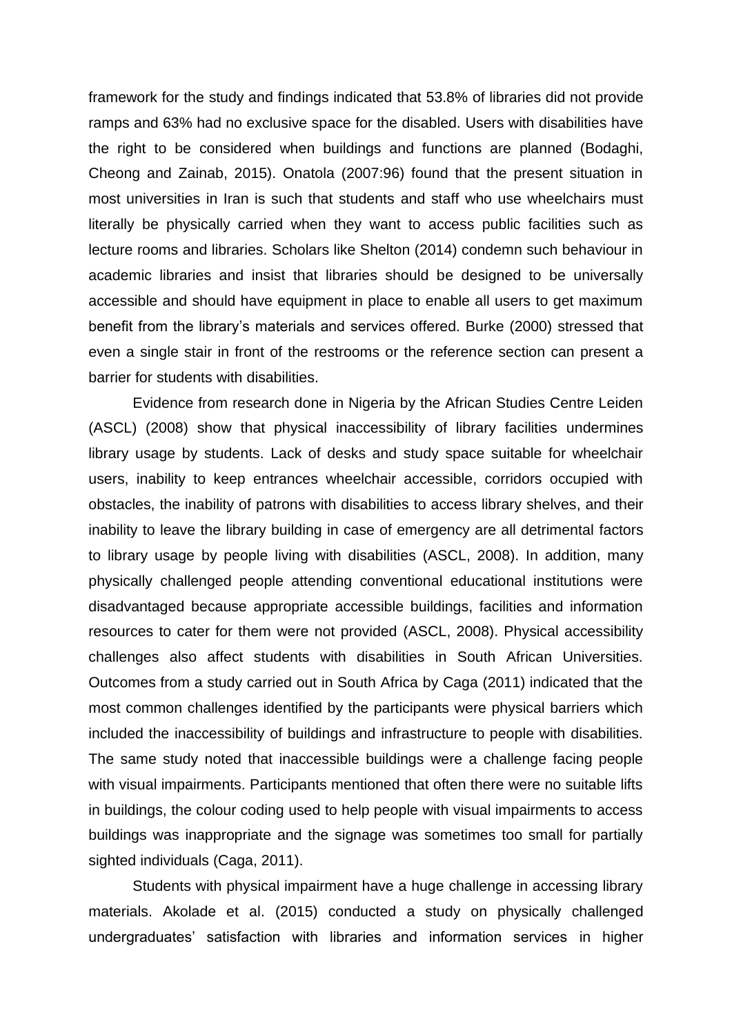framework for the study and findings indicated that 53.8% of libraries did not provide ramps and 63% had no exclusive space for the disabled. Users with disabilities have the right to be considered when buildings and functions are planned (Bodaghi, Cheong and Zainab, 2015). Onatola (2007:96) found that the present situation in most universities in Iran is such that students and staff who use wheelchairs must literally be physically carried when they want to access public facilities such as lecture rooms and libraries. Scholars like Shelton (2014) condemn such behaviour in academic libraries and insist that libraries should be designed to be universally accessible and should have equipment in place to enable all users to get maximum benefit from the library's materials and services offered. Burke (2000) stressed that even a single stair in front of the restrooms or the reference section can present a barrier for students with disabilities.

Evidence from research done in Nigeria by the African Studies Centre Leiden (ASCL) (2008) show that physical inaccessibility of library facilities undermines library usage by students. Lack of desks and study space suitable for wheelchair users, inability to keep entrances wheelchair accessible, corridors occupied with obstacles, the inability of patrons with disabilities to access library shelves, and their inability to leave the library building in case of emergency are all detrimental factors to library usage by people living with disabilities (ASCL, 2008). In addition, many physically challenged people attending conventional educational institutions were disadvantaged because appropriate accessible buildings, facilities and information resources to cater for them were not provided (ASCL, 2008). Physical accessibility challenges also affect students with disabilities in South African Universities. Outcomes from a study carried out in South Africa by Caga (2011) indicated that the most common challenges identified by the participants were physical barriers which included the inaccessibility of buildings and infrastructure to people with disabilities. The same study noted that inaccessible buildings were a challenge facing people with visual impairments. Participants mentioned that often there were no suitable lifts in buildings, the colour coding used to help people with visual impairments to access buildings was inappropriate and the signage was sometimes too small for partially sighted individuals (Caga, 2011).

Students with physical impairment have a huge challenge in accessing library materials. Akolade et al. (2015) conducted a study on physically challenged undergraduates' satisfaction with libraries and information services in higher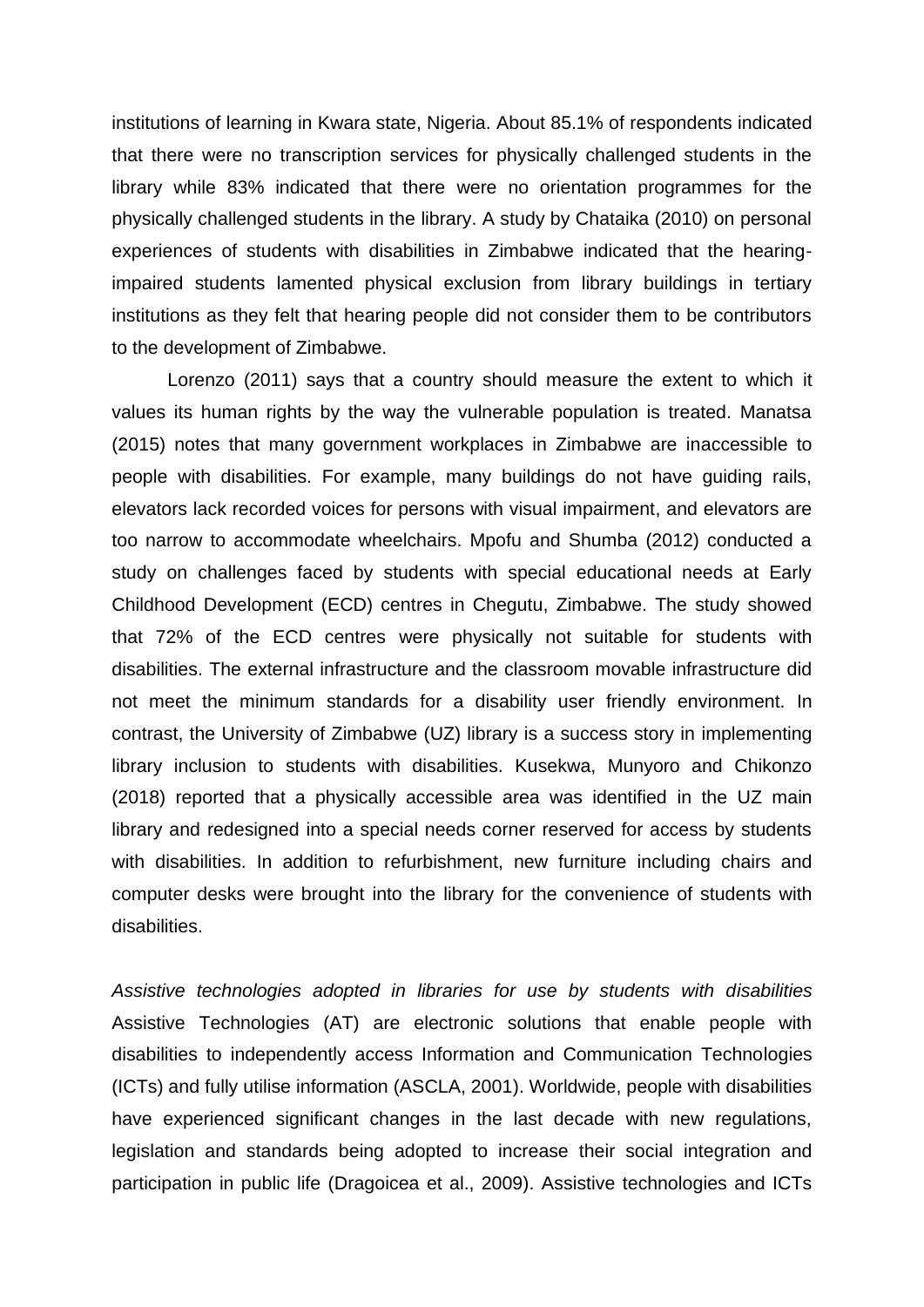institutions of learning in Kwara state, Nigeria. About 85.1% of respondents indicated that there were no transcription services for physically challenged students in the library while 83% indicated that there were no orientation programmes for the physically challenged students in the library. A study by Chataika (2010) on personal experiences of students with disabilities in Zimbabwe indicated that the hearing-impaired students lamented physical exclusion from library buildings in tertiary institutions as they felt that hearing people did not consider them to be contributors to the development of Zimbabwe.

Lorenzo (2011) says that a country should measure the extent to which it values its human rights by the way the vulnerable population is treated. Manatsa (2015) notes that many government workplaces in Zimbabwe are inaccessible to people with disabilities. For example, many buildings do not have guiding rails, elevators lack recorded voices for persons with visual impairment, and elevators are too narrow to accommodate wheelchairs. Mpofu and Shumba (2012) conducted a study on challenges faced by students with special educational needs at Early Childhood Development (ECD) centres in Chegutu, Zimbabwe. The study showed that 72% of the ECD centres were physically not suitable for students with disabilities. The external infrastructure and the classroom movable infrastructure did not meet the minimum standards for a disability user friendly environment. In contrast, the University of Zimbabwe (UZ) library is a success story in implementing library inclusion to students with disabilities. Kusekwa, Munyoro and Chikonzo (2018) reported that a physically accessible area was identified in the UZ main library and redesigned into a special needs corner reserved for access by students with disabilities. In addition to refurbishment, new furniture including chairs and computer desks were brought into the library for the convenience of students with disabilities.

*Assistive technologies adopted in libraries for use by students with disabilities*

Assistive Technologies (AT) are electronic solutions that enable people with disabilities to independently access Information and Communication Technologies (ICTs) and fully utilise information (ASCLA, 2001). Worldwide, people with disabilities have experienced significant changes in the last decade with new regulations, legislation and standards being adopted to increase their social integration and participation in public life (Dragoicea et al., 2009). Assistive technologies and ICTs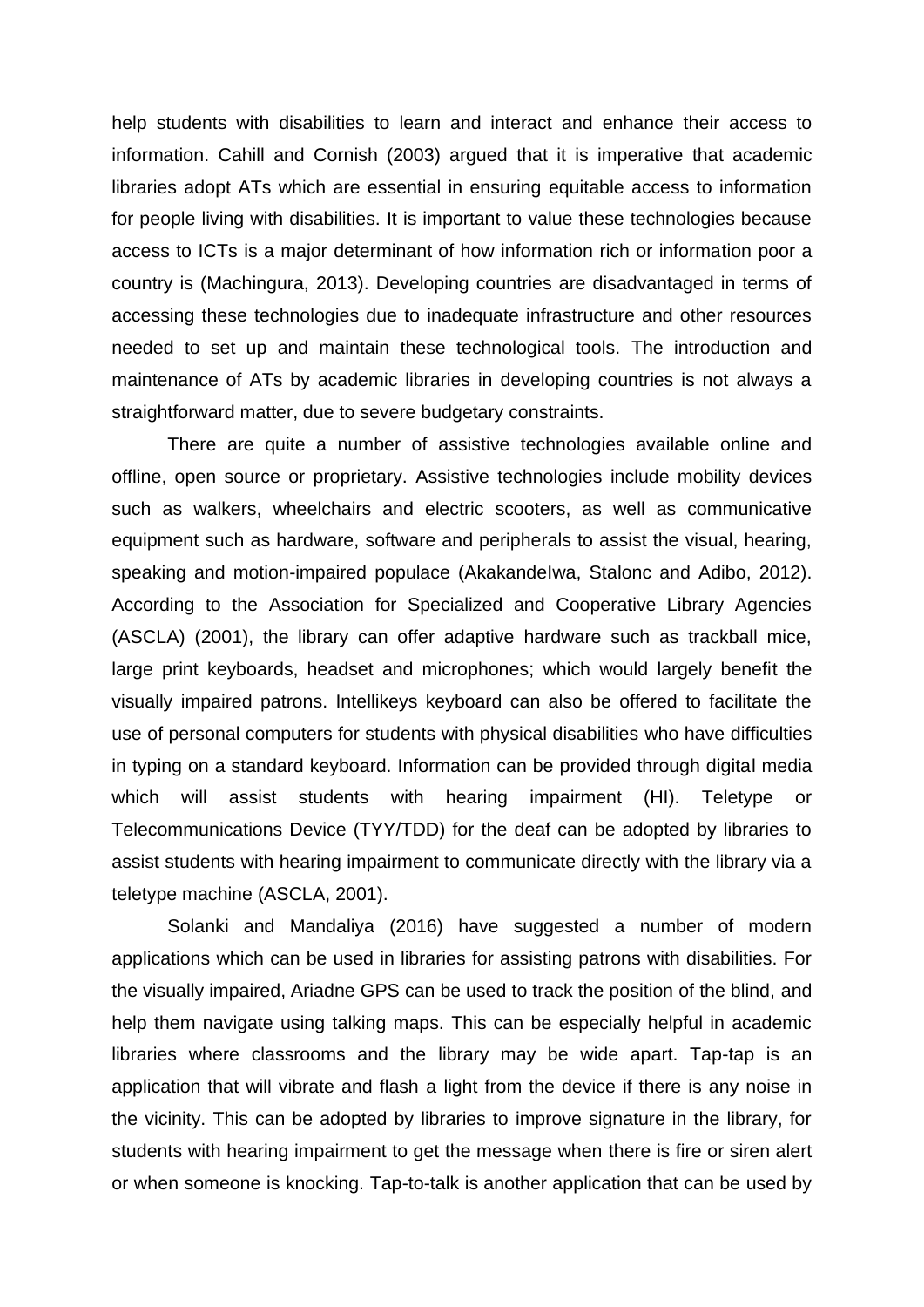help students with disabilities to learn and interact and enhance their access to information. Cahill and Cornish (2003) argued that it is imperative that academic libraries adopt ATs which are essential in ensuring equitable access to information for people living with disabilities. It is important to value these technologies because access to ICTs is a major determinant of how information rich or information poor a country is (Machingura, 2013). Developing countries are disadvantaged in terms of accessing these technologies due to inadequate infrastructure and other resources needed to set up and maintain these technological tools. The introduction and maintenance of ATs by academic libraries in developing countries is not always a straightforward matter, due to severe budgetary constraints.

There are quite a number of assistive technologies available online and offline, open source or proprietary. Assistive technologies include mobility devices such as walkers, wheelchairs and electric scooters, as well as communicative equipment such as hardware, software and peripherals to assist the visual, hearing, speaking and motion-impaired populace (AkakandeIwa, Stalonc and Adibo, 2012). According to the Association for Specialized and Cooperative Library Agencies (ASCLA) (2001), the library can offer adaptive hardware such as trackball mice, large print keyboards, headset and microphones; which would largely benefit the visually impaired patrons. Intellikeys keyboard can also be offered to facilitate the use of personal computers for students with physical disabilities who have difficulties in typing on a standard keyboard. Information can be provided through digital media which will assist students with hearing impairment (HI). Teletype or Telecommunications Device (TYY/TDD) for the deaf can be adopted by libraries to assist students with hearing impairment to communicate directly with the library via a teletype machine (ASCLA, 2001).

Solanki and Mandaliya (2016) have suggested a number of modern applications which can be used in libraries for assisting patrons with disabilities. For the visually impaired, Ariadne GPS can be used to track the position of the blind, and help them navigate using talking maps. This can be especially helpful in academic libraries where classrooms and the library may be wide apart. Tap-tap is an application that will vibrate and flash a light from the device if there is any noise in the vicinity. This can be adopted by libraries to improve signature in the library, for students with hearing impairment to get the message when there is fire or siren alert or when someone is knocking. Tap-to-talk is another application that can be used by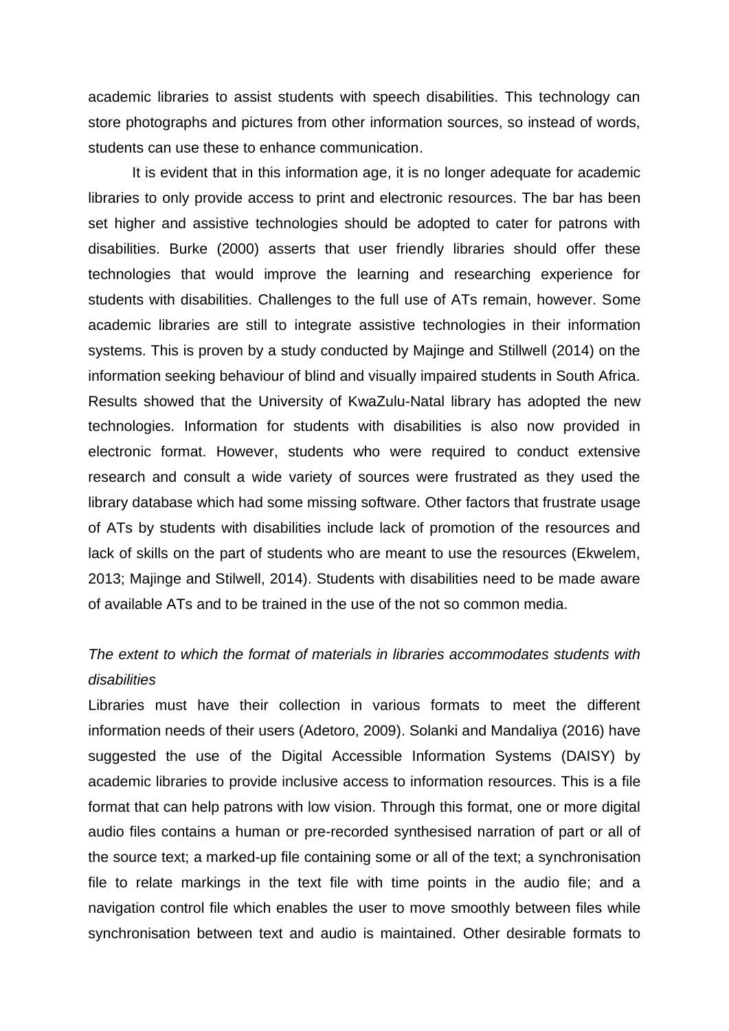academic libraries to assist students with speech disabilities. This technology can store photographs and pictures from other information sources, so instead of words, students can use these to enhance communication.

It is evident that in this information age, it is no longer adequate for academic libraries to only provide access to print and electronic resources. The bar has been set higher and assistive technologies should be adopted to cater for patrons with disabilities. Burke (2000) asserts that user friendly libraries should offer these technologies that would improve the learning and researching experience for students with disabilities. Challenges to the full use of ATs remain, however. Some academic libraries are still to integrate assistive technologies in their information systems. This is proven by a study conducted by Majinge and Stillwell (2014) on the information seeking behaviour of blind and visually impaired students in South Africa. Results showed that the University of KwaZulu-Natal library has adopted the new technologies. Information for students with disabilities is also now provided in electronic format. However, students who were required to conduct extensive research and consult a wide variety of sources were frustrated as they used the library database which had some missing software. Other factors that frustrate usage of ATs by students with disabilities include lack of promotion of the resources and lack of skills on the part of students who are meant to use the resources (Ekwelem, 2013; Majinge and Stilwell, 2014). Students with disabilities need to be made aware of available ATs and to be trained in the use of the not so common media.

*The extent to which the format of materials in libraries accommodates students with disabilities*

Libraries must have their collection in various formats to meet the different information needs of their users (Adetoro, 2009). Solanki and Mandaliya (2016) have suggested the use of the Digital Accessible Information Systems (DAISY) by academic libraries to provide inclusive access to information resources. This is a file format that can help patrons with low vision. Through this format, one or more digital audio files contains a human or pre-recorded synthesised narration of part or all of the source text; a marked-up file containing some or all of the text; a synchronisation file to relate markings in the text file with time points in the audio file; and a navigation control file which enables the user to move smoothly between files while synchronisation between text and audio is maintained. Other desirable formats to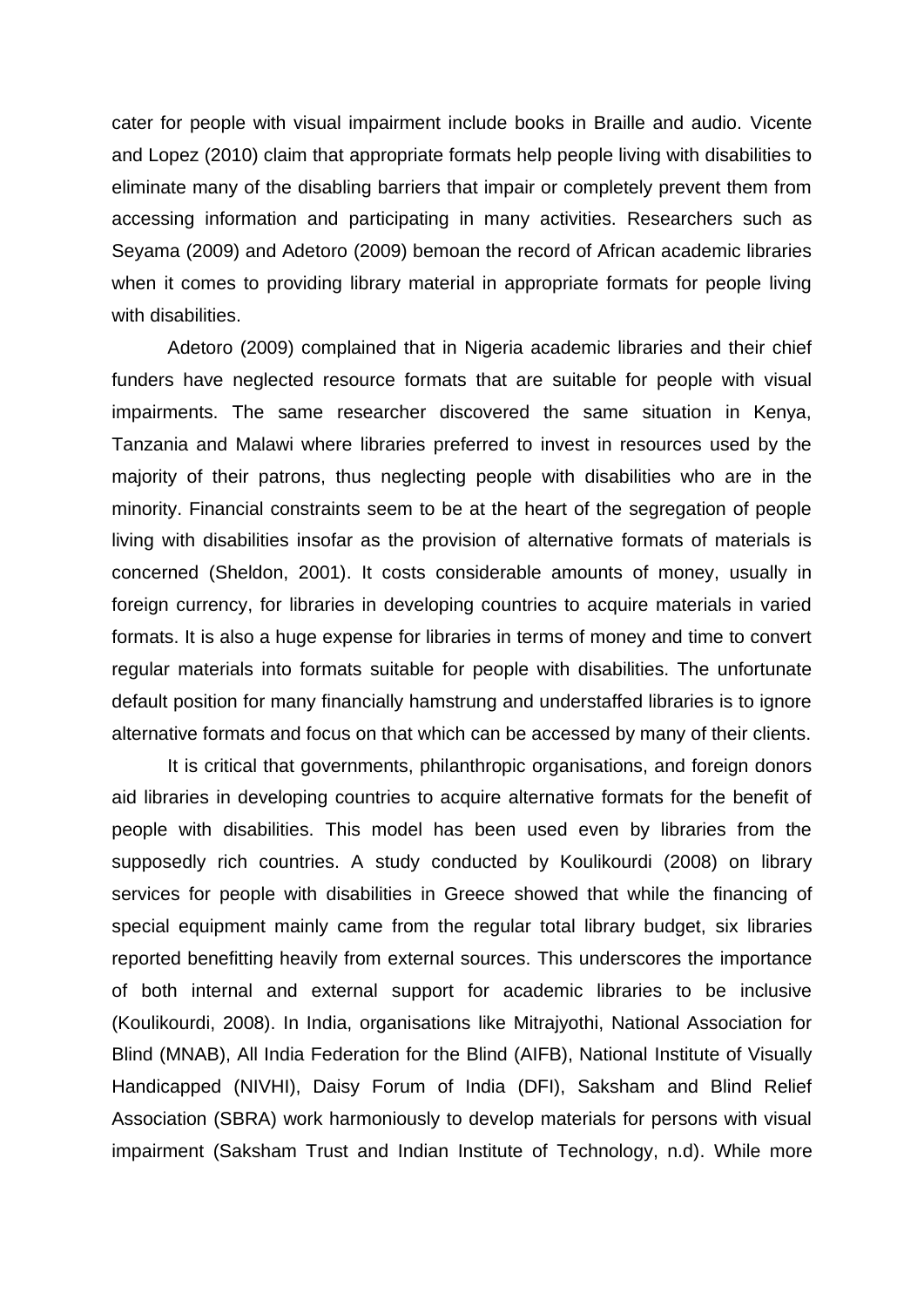cater for people with visual impairment include books in Braille and audio. Vicente and Lopez (2010) claim that appropriate formats help people living with disabilities to eliminate many of the disabling barriers that impair or completely prevent them from accessing information and participating in many activities. Researchers such as Seyama (2009) and Adetoro (2009) bemoan the record of African academic libraries when it comes to providing library material in appropriate formats for people living with disabilities.

Adetoro (2009) complained that in Nigeria academic libraries and their chief funders have neglected resource formats that are suitable for people with visual impairments. The same researcher discovered the same situation in Kenya, Tanzania and Malawi where libraries preferred to invest in resources used by the majority of their patrons, thus neglecting people with disabilities who are in the minority. Financial constraints seem to be at the heart of the segregation of people living with disabilities insofar as the provision of alternative formats of materials is concerned (Sheldon, 2001). It costs considerable amounts of money, usually in foreign currency, for libraries in developing countries to acquire materials in varied formats. It is also a huge expense for libraries in terms of money and time to convert regular materials into formats suitable for people with disabilities. The unfortunate default position for many financially hamstrung and understaffed libraries is to ignore alternative formats and focus on that which can be accessed by many of their clients.

It is critical that governments, philanthropic organisations, and foreign donors aid libraries in developing countries to acquire alternative formats for the benefit of people with disabilities. This model has been used even by libraries from the supposedly rich countries. A study conducted by Koulikourdi (2008) on library services for people with disabilities in Greece showed that while the financing of special equipment mainly came from the regular total library budget, six libraries reported benefitting heavily from external sources. This underscores the importance of both internal and external support for academic libraries to be inclusive (Koulikourdi, 2008). In India, organisations like Mitrajyothi, National Association for Blind (MNAB), All India Federation for the Blind (AIFB), National Institute of Visually Handicapped (NIVHI), Daisy Forum of India (DFI), Saksham and Blind Relief Association (SBRA) work harmoniously to develop materials for persons with visual impairment (Saksham Trust and Indian Institute of Technology, n.d). While more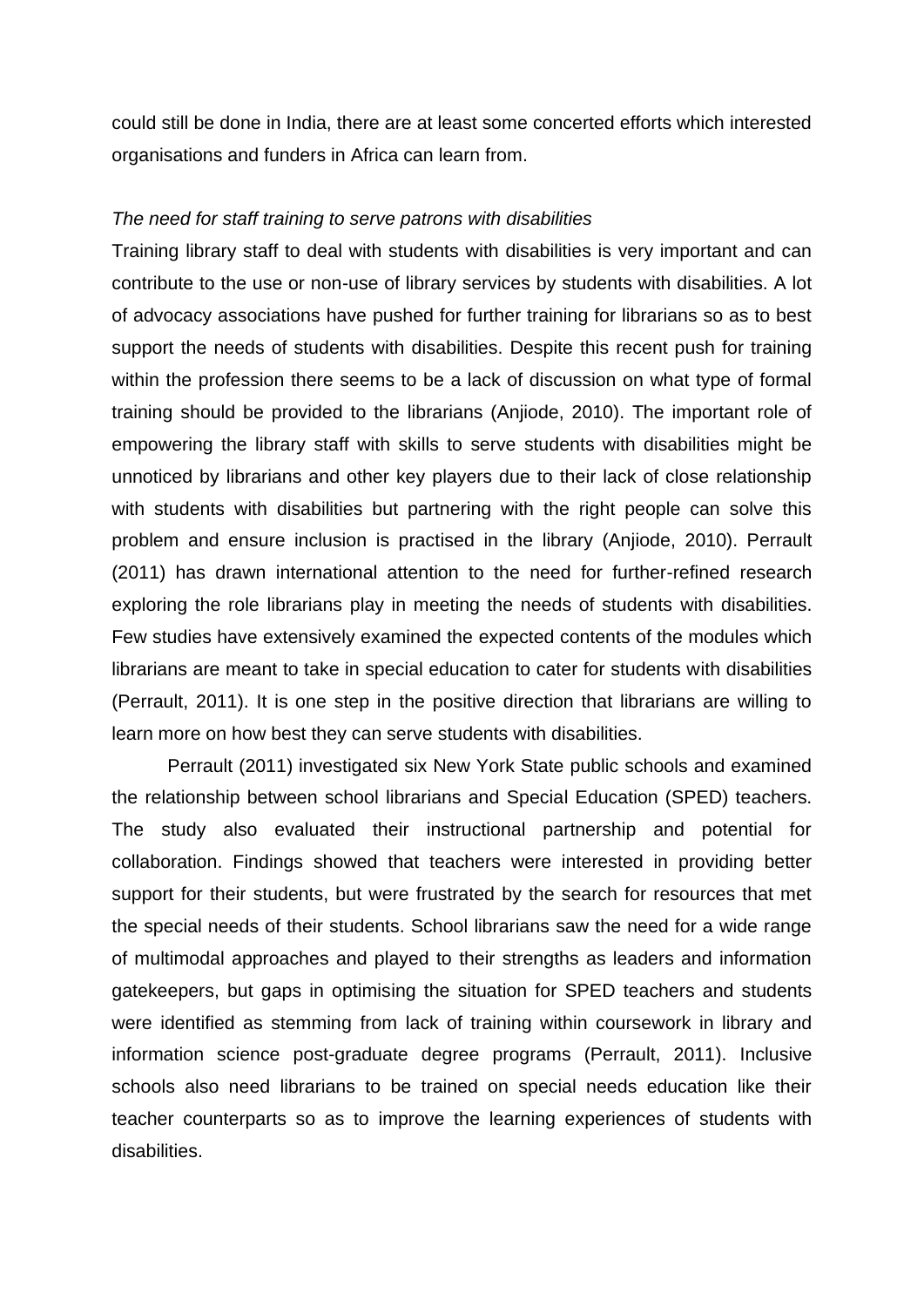could still be done in India, there are at least some concerted efforts which interested organisations and funders in Africa can learn from.

*The need for staff training to serve patrons with disabilities*

Training library staff to deal with students with disabilities is very important and can contribute to the use or non-use of library services by students with disabilities. A lot of advocacy associations have pushed for further training for librarians so as to best support the needs of students with disabilities. Despite this recent push for training within the profession there seems to be a lack of discussion on what type of formal training should be provided to the librarians (Anjiode, 2010). The important role of empowering the library staff with skills to serve students with disabilities might be unnoticed by librarians and other key players due to their lack of close relationship with students with disabilities but partnering with the right people can solve this problem and ensure inclusion is practised in the library (Anjiode, 2010). Perrault (2011) has drawn international attention to the need for further-refined research exploring the role librarians play in meeting the needs of students with disabilities. Few studies have extensively examined the expected contents of the modules which librarians are meant to take in special education to cater for students with disabilities (Perrault, 2011). It is one step in the positive direction that librarians are willing to learn more on how best they can serve students with disabilities.

Perrault (2011) investigated six New York State public schools and examined the relationship between school librarians and Special Education (SPED) teachers. The study also evaluated their instructional partnership and potential for collaboration. Findings showed that teachers were interested in providing better support for their students, but were frustrated by the search for resources that met the special needs of their students. School librarians saw the need for a wide range of multimodal approaches and played to their strengths as leaders and information gatekeepers, but gaps in optimising the situation for SPED teachers and students were identified as stemming from lack of training within coursework in library and information science post-graduate degree programs (Perrault, 2011). Inclusive schools also need librarians to be trained on special needs education like their teacher counterparts so as to improve the learning experiences of students with disabilities.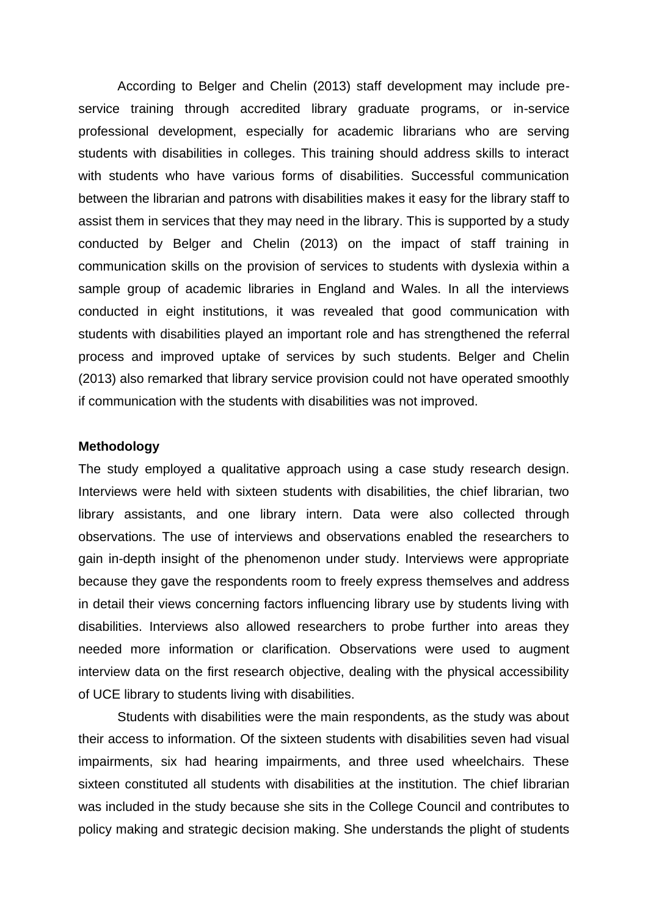According to Belger and Chelin (2013) staff development may include pre-service training through accredited library graduate programs, or in-service professional development, especially for academic librarians who are serving students with disabilities in colleges. This training should address skills to interact with students who have various forms of disabilities. Successful communication between the librarian and patrons with disabilities makes it easy for the library staff to assist them in services that they may need in the library. This is supported by a study conducted by Belger and Chelin (2013) on the impact of staff training in communication skills on the provision of services to students with dyslexia within a sample group of academic libraries in England and Wales. In all the interviews conducted in eight institutions, it was revealed that good communication with students with disabilities played an important role and has strengthened the referral process and improved uptake of services by such students. Belger and Chelin (2013) also remarked that library service provision could not have operated smoothly if communication with the students with disabilities was not improved.

**Methodology**

The study employed a qualitative approach using a case study research design. Interviews were held with sixteen students with disabilities, the chief librarian, two library assistants, and one library intern. Data were also collected through observations. The use of interviews and observations enabled the researchers to gain in-depth insight of the phenomenon under study. Interviews were appropriate because they gave the respondents room to freely express themselves and address in detail their views concerning factors influencing library use by students living with disabilities. Interviews also allowed researchers to probe further into areas they needed more information or clarification. Observations were used to augment interview data on the first research objective, dealing with the physical accessibility of UCE library to students living with disabilities.

Students with disabilities were the main respondents, as the study was about their access to information. Of the sixteen students with disabilities seven had visual impairments, six had hearing impairments, and three used wheelchairs. These sixteen constituted all students with disabilities at the institution. The chief librarian was included in the study because she sits in the College Council and contributes to policy making and strategic decision making. She understands the plight of students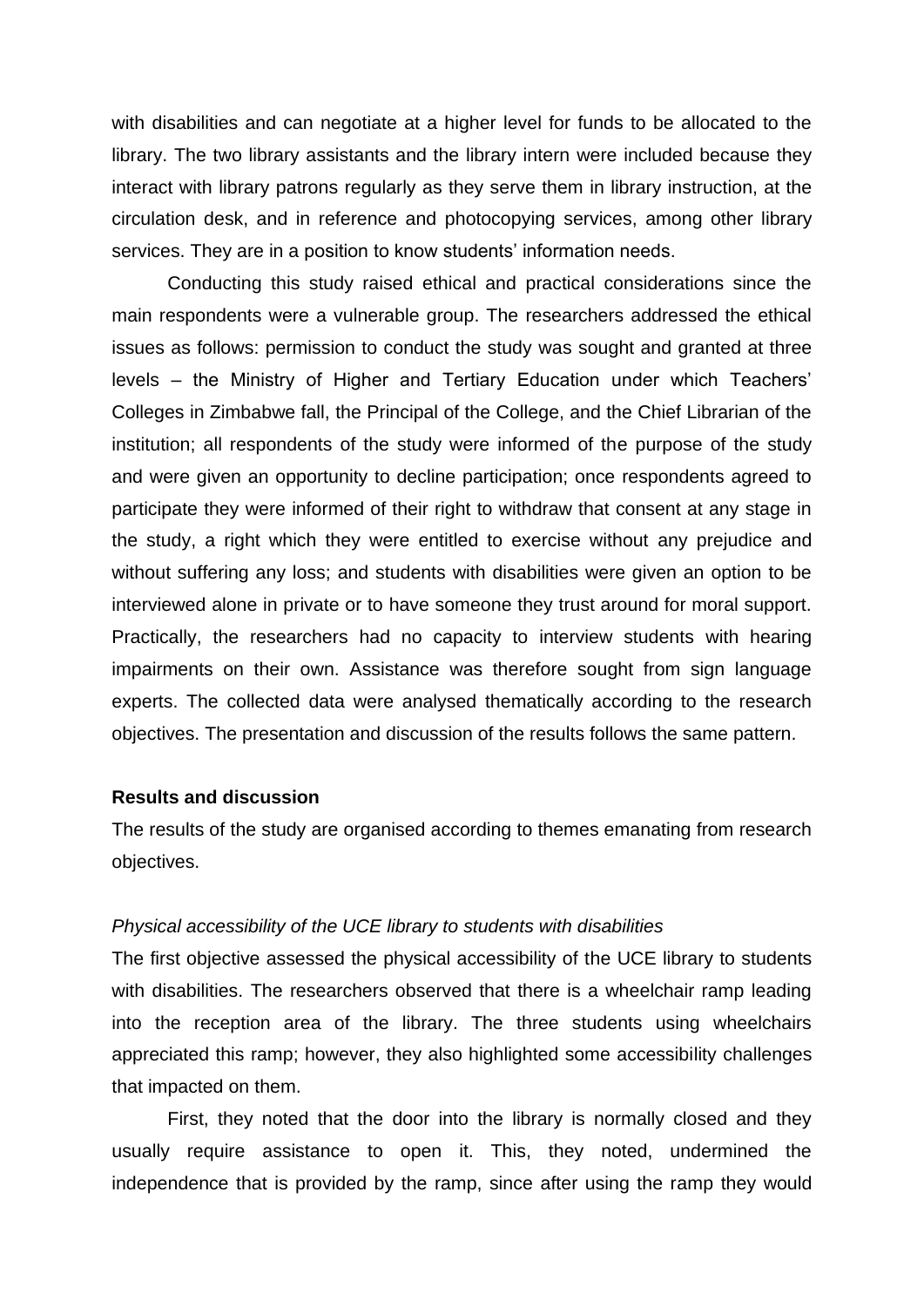with disabilities and can negotiate at a higher level for funds to be allocated to the library. The two library assistants and the library intern were included because they interact with library patrons regularly as they serve them in library instruction, at the circulation desk, and in reference and photocopying services, among other library services. They are in a position to know students' information needs.

Conducting this study raised ethical and practical considerations since the main respondents were a vulnerable group. The researchers addressed the ethical issues as follows: permission to conduct the study was sought and granted at three levels – the Ministry of Higher and Tertiary Education under which Teachers' Colleges in Zimbabwe fall, the Principal of the College, and the Chief Librarian of the institution; all respondents of the study were informed of the purpose of the study and were given an opportunity to decline participation; once respondents agreed to participate they were informed of their right to withdraw that consent at any stage in the study, a right which they were entitled to exercise without any prejudice and without suffering any loss; and students with disabilities were given an option to be interviewed alone in private or to have someone they trust around for moral support. Practically, the researchers had no capacity to interview students with hearing impairments on their own. Assistance was therefore sought from sign language experts. The collected data were analysed thematically according to the research objectives. The presentation and discussion of the results follows the same pattern.

**Results and discussion**

The results of the study are organised according to themes emanating from research objectives.

*Physical accessibility of the UCE library to students with disabilities*

The first objective assessed the physical accessibility of the UCE library to students with disabilities. The researchers observed that there is a wheelchair ramp leading into the reception area of the library. The three students using wheelchairs appreciated this ramp; however, they also highlighted some accessibility challenges that impacted on them.

First, they noted that the door into the library is normally closed and they usually require assistance to open it. This, they noted, undermined the independence that is provided by the ramp, since after using the ramp they would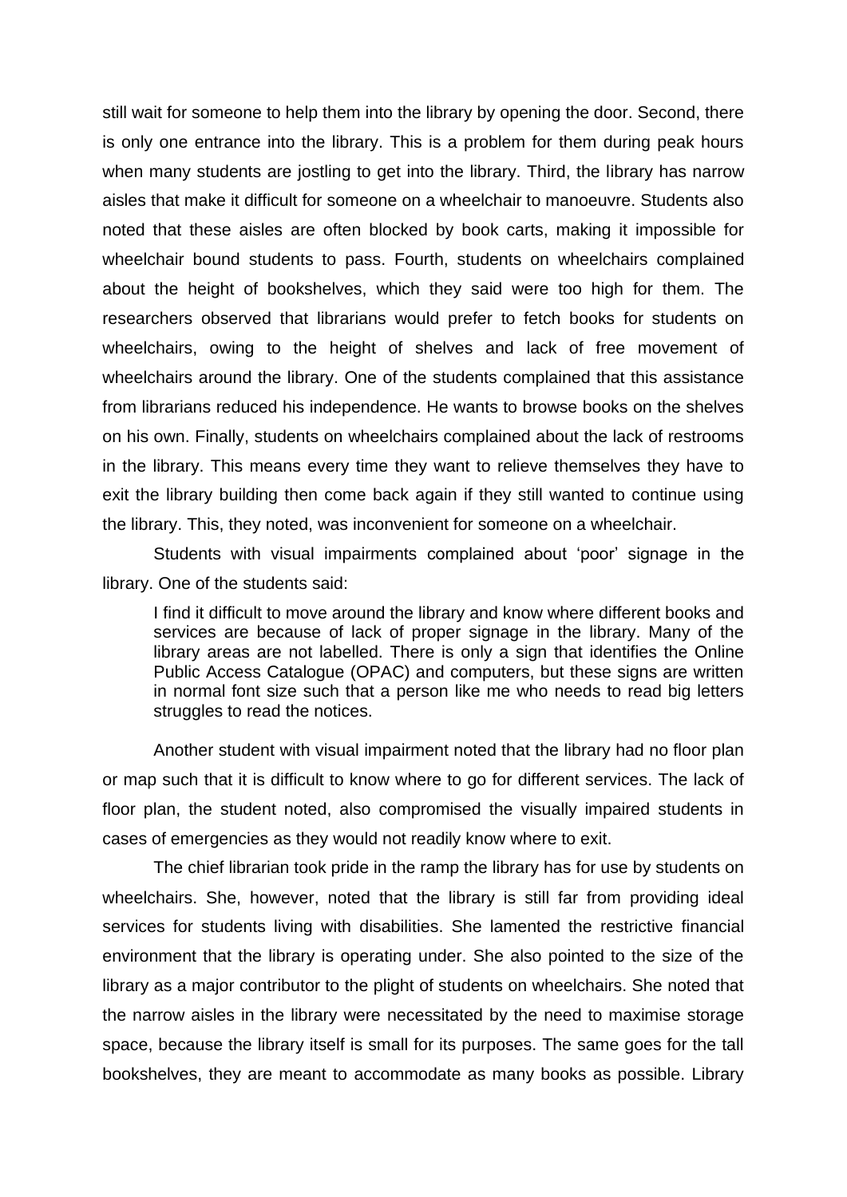still wait for someone to help them into the library by opening the door. Second, there is only one entrance into the library. This is a problem for them during peak hours when many students are jostling to get into the library. Third, the library has narrow aisles that make it difficult for someone on a wheelchair to manoeuvre. Students also noted that these aisles are often blocked by book carts, making it impossible for wheelchair bound students to pass. Fourth, students on wheelchairs complained about the height of bookshelves, which they said were too high for them. The researchers observed that librarians would prefer to fetch books for students on wheelchairs, owing to the height of shelves and lack of free movement of wheelchairs around the library. One of the students complained that this assistance from librarians reduced his independence. He wants to browse books on the shelves on his own. Finally, students on wheelchairs complained about the lack of restrooms in the library. This means every time they want to relieve themselves they have to exit the library building then come back again if they still wanted to continue using the library. This, they noted, was inconvenient for someone on a wheelchair.

Students with visual impairments complained about 'poor' signage in the library. One of the students said:

> I find it difficult to move around the library and know where different books and services are because of lack of proper signage in the library. Many of the library areas are not labelled. There is only a sign that identifies the Online Public Access Catalogue (OPAC) and computers, but these signs are written in normal font size such that a person like me who needs to read big letters struggles to read the notices.

Another student with visual impairment noted that the library had no floor plan or map such that it is difficult to know where to go for different services. The lack of floor plan, the student noted, also compromised the visually impaired students in cases of emergencies as they would not readily know where to exit.

The chief librarian took pride in the ramp the library has for use by students on wheelchairs. She, however, noted that the library is still far from providing ideal services for students living with disabilities. She lamented the restrictive financial environment that the library is operating under. She also pointed to the size of the library as a major contributor to the plight of students on wheelchairs. She noted that the narrow aisles in the library were necessitated by the need to maximise storage space, because the library itself is small for its purposes. The same goes for the tall bookshelves, they are meant to accommodate as many books as possible. Library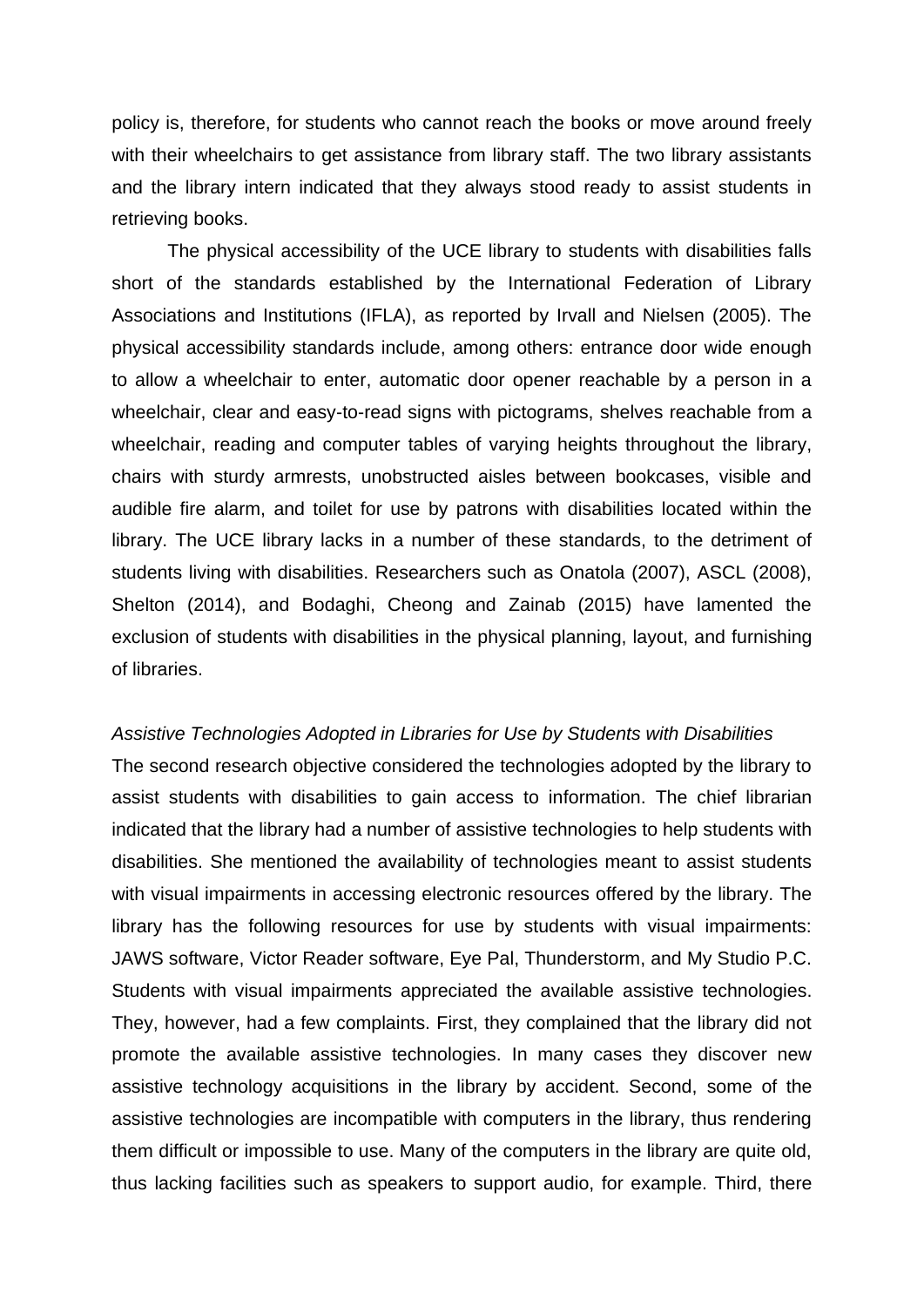policy is, therefore, for students who cannot reach the books or move around freely with their wheelchairs to get assistance from library staff. The two library assistants and the library intern indicated that they always stood ready to assist students in retrieving books.

The physical accessibility of the UCE library to students with disabilities falls short of the standards established by the International Federation of Library Associations and Institutions (IFLA), as reported by Irvall and Nielsen (2005). The physical accessibility standards include, among others: entrance door wide enough to allow a wheelchair to enter, automatic door opener reachable by a person in a wheelchair, clear and easy-to-read signs with pictograms, shelves reachable from a wheelchair, reading and computer tables of varying heights throughout the library, chairs with sturdy armrests, unobstructed aisles between bookcases, visible and audible fire alarm, and toilet for use by patrons with disabilities located within the library. The UCE library lacks in a number of these standards, to the detriment of students living with disabilities. Researchers such as Onatola (2007), ASCL (2008), Shelton (2014), and Bodaghi, Cheong and Zainab (2015) have lamented the exclusion of students with disabilities in the physical planning, layout, and furnishing of libraries.

*Assistive Technologies Adopted in Libraries for Use by Students with Disabilities*

The second research objective considered the technologies adopted by the library to assist students with disabilities to gain access to information. The chief librarian indicated that the library had a number of assistive technologies to help students with disabilities. She mentioned the availability of technologies meant to assist students with visual impairments in accessing electronic resources offered by the library. The library has the following resources for use by students with visual impairments: JAWS software, Victor Reader software, Eye Pal, Thunderstorm, and My Studio P.C. Students with visual impairments appreciated the available assistive technologies. They, however, had a few complaints. First, they complained that the library did not promote the available assistive technologies. In many cases they discover new assistive technology acquisitions in the library by accident. Second, some of the assistive technologies are incompatible with computers in the library, thus rendering them difficult or impossible to use. Many of the computers in the library are quite old, thus lacking facilities such as speakers to support audio, for example. Third, there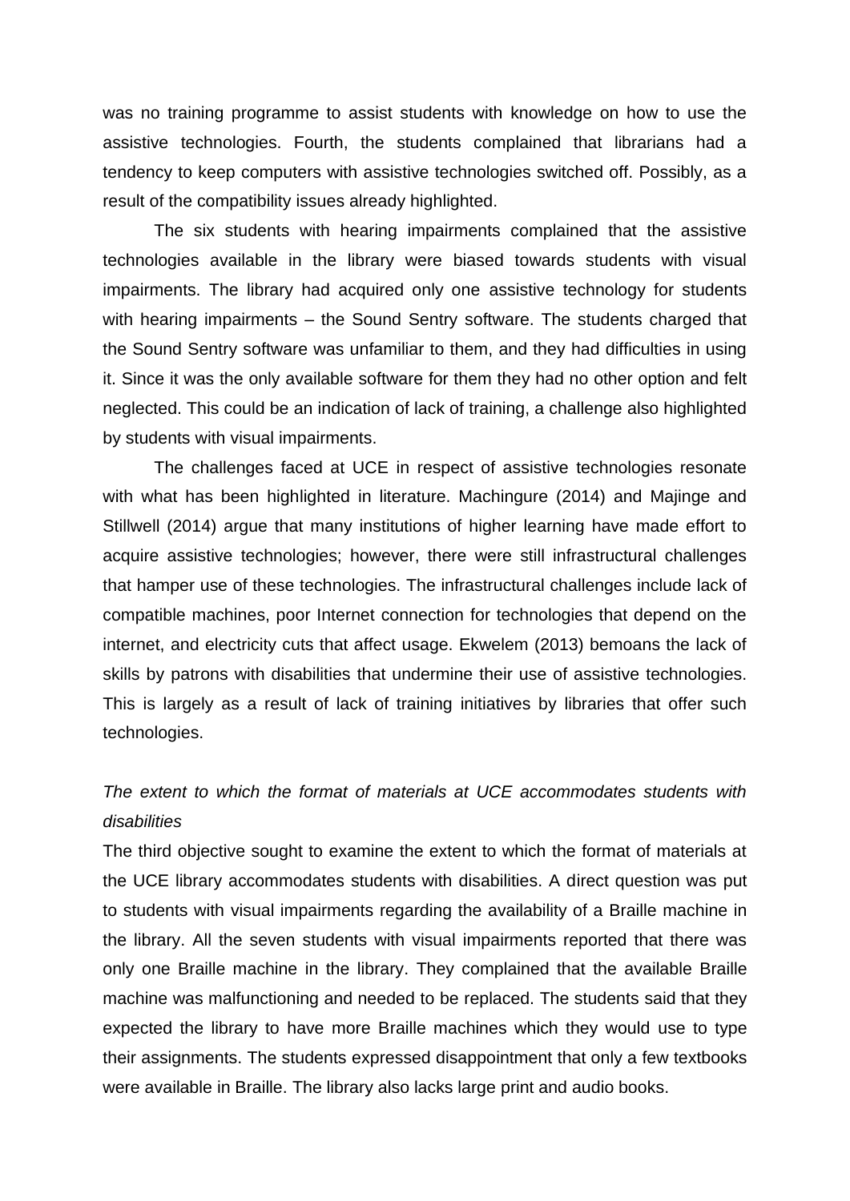was no training programme to assist students with knowledge on how to use the assistive technologies. Fourth, the students complained that librarians had a tendency to keep computers with assistive technologies switched off. Possibly, as a result of the compatibility issues already highlighted.

The six students with hearing impairments complained that the assistive technologies available in the library were biased towards students with visual impairments. The library had acquired only one assistive technology for students with hearing impairments – the Sound Sentry software. The students charged that the Sound Sentry software was unfamiliar to them, and they had difficulties in using it. Since it was the only available software for them they had no other option and felt neglected. This could be an indication of lack of training, a challenge also highlighted by students with visual impairments.

The challenges faced at UCE in respect of assistive technologies resonate with what has been highlighted in literature. Machingure (2014) and Majinge and Stillwell (2014) argue that many institutions of higher learning have made effort to acquire assistive technologies; however, there were still infrastructural challenges that hamper use of these technologies. The infrastructural challenges include lack of compatible machines, poor Internet connection for technologies that depend on the internet, and electricity cuts that affect usage. Ekwelem (2013) bemoans the lack of skills by patrons with disabilities that undermine their use of assistive technologies. This is largely as a result of lack of training initiatives by libraries that offer such technologies.

*The extent to which the format of materials at UCE accommodates students with disabilities*

The third objective sought to examine the extent to which the format of materials at the UCE library accommodates students with disabilities. A direct question was put to students with visual impairments regarding the availability of a Braille machine in the library. All the seven students with visual impairments reported that there was only one Braille machine in the library. They complained that the available Braille machine was malfunctioning and needed to be replaced. The students said that they expected the library to have more Braille machines which they would use to type their assignments. The students expressed disappointment that only a few textbooks were available in Braille. The library also lacks large print and audio books.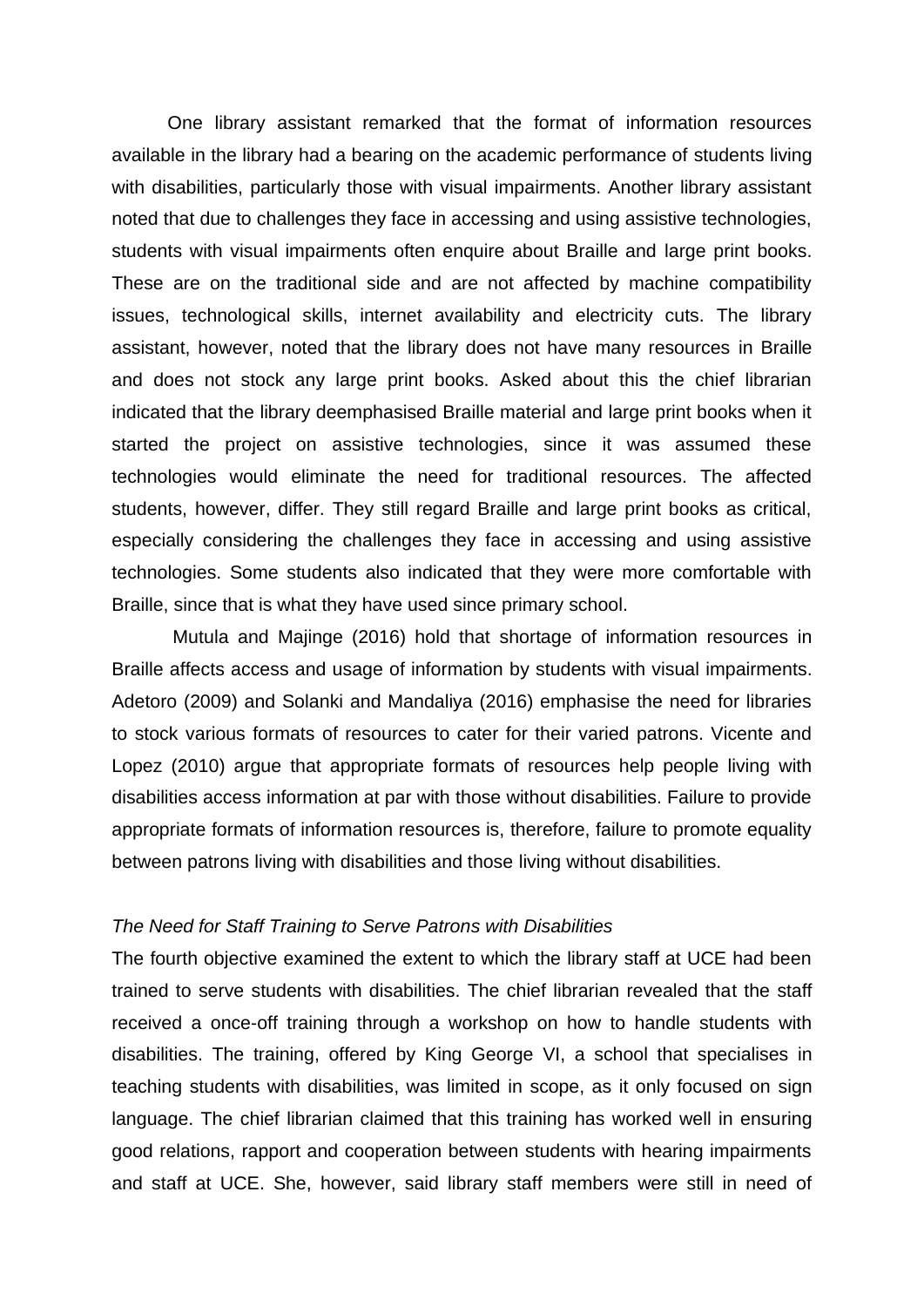One library assistant remarked that the format of information resources available in the library had a bearing on the academic performance of students living with disabilities, particularly those with visual impairments. Another library assistant noted that due to challenges they face in accessing and using assistive technologies, students with visual impairments often enquire about Braille and large print books. These are on the traditional side and are not affected by machine compatibility issues, technological skills, internet availability and electricity cuts. The library assistant, however, noted that the library does not have many resources in Braille and does not stock any large print books. Asked about this the chief librarian indicated that the library deemphasised Braille material and large print books when it started the project on assistive technologies, since it was assumed these technologies would eliminate the need for traditional resources. The affected students, however, differ. They still regard Braille and large print books as critical, especially considering the challenges they face in accessing and using assistive technologies. Some students also indicated that they were more comfortable with Braille, since that is what they have used since primary school.

Mutula and Majinge (2016) hold that shortage of information resources in Braille affects access and usage of information by students with visual impairments. Adetoro (2009) and Solanki and Mandaliya (2016) emphasise the need for libraries to stock various formats of resources to cater for their varied patrons. Vicente and Lopez (2010) argue that appropriate formats of resources help people living with disabilities access information at par with those without disabilities. Failure to provide appropriate formats of information resources is, therefore, failure to promote equality between patrons living with disabilities and those living without disabilities.

*The Need for Staff Training to Serve Patrons with Disabilities*

The fourth objective examined the extent to which the library staff at UCE had been trained to serve students with disabilities. The chief librarian revealed that the staff received a once-off training through a workshop on how to handle students with disabilities. The training, offered by King George VI, a school that specialises in teaching students with disabilities, was limited in scope, as it only focused on sign language. The chief librarian claimed that this training has worked well in ensuring good relations, rapport and cooperation between students with hearing impairments and staff at UCE. She, however, said library staff members were still in need of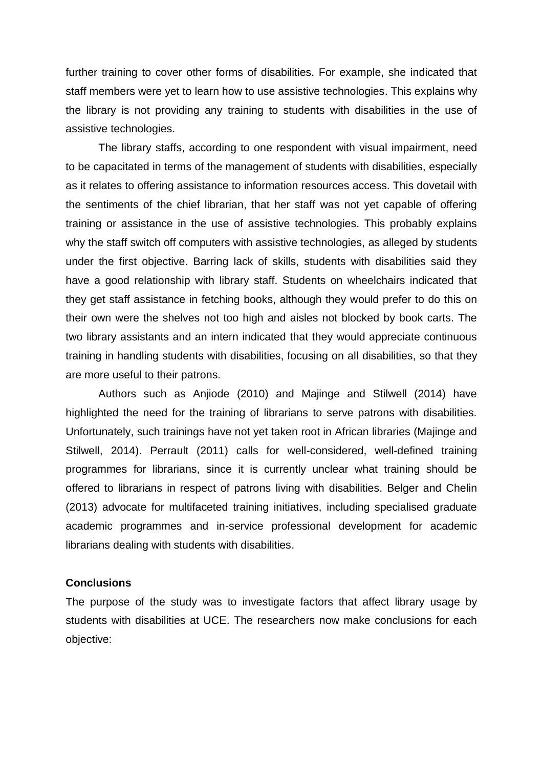further training to cover other forms of disabilities. For example, she indicated that staff members were yet to learn how to use assistive technologies. This explains why the library is not providing any training to students with disabilities in the use of assistive technologies.

The library staffs, according to one respondent with visual impairment, need to be capacitated in terms of the management of students with disabilities, especially as it relates to offering assistance to information resources access. This dovetail with the sentiments of the chief librarian, that her staff was not yet capable of offering training or assistance in the use of assistive technologies. This probably explains why the staff switch off computers with assistive technologies, as alleged by students under the first objective. Barring lack of skills, students with disabilities said they have a good relationship with library staff. Students on wheelchairs indicated that they get staff assistance in fetching books, although they would prefer to do this on their own were the shelves not too high and aisles not blocked by book carts. The two library assistants and an intern indicated that they would appreciate continuous training in handling students with disabilities, focusing on all disabilities, so that they are more useful to their patrons.

Authors such as Anjiode (2010) and Majinge and Stilwell (2014) have highlighted the need for the training of librarians to serve patrons with disabilities. Unfortunately, such trainings have not yet taken root in African libraries (Majinge and Stilwell, 2014). Perrault (2011) calls for well-considered, well-defined training programmes for librarians, since it is currently unclear what training should be offered to librarians in respect of patrons living with disabilities. Belger and Chelin (2013) advocate for multifaceted training initiatives, including specialised graduate academic programmes and in-service professional development for academic librarians dealing with students with disabilities.

**Conclusions**

The purpose of the study was to investigate factors that affect library usage by students with disabilities at UCE. The researchers now make conclusions for each objective: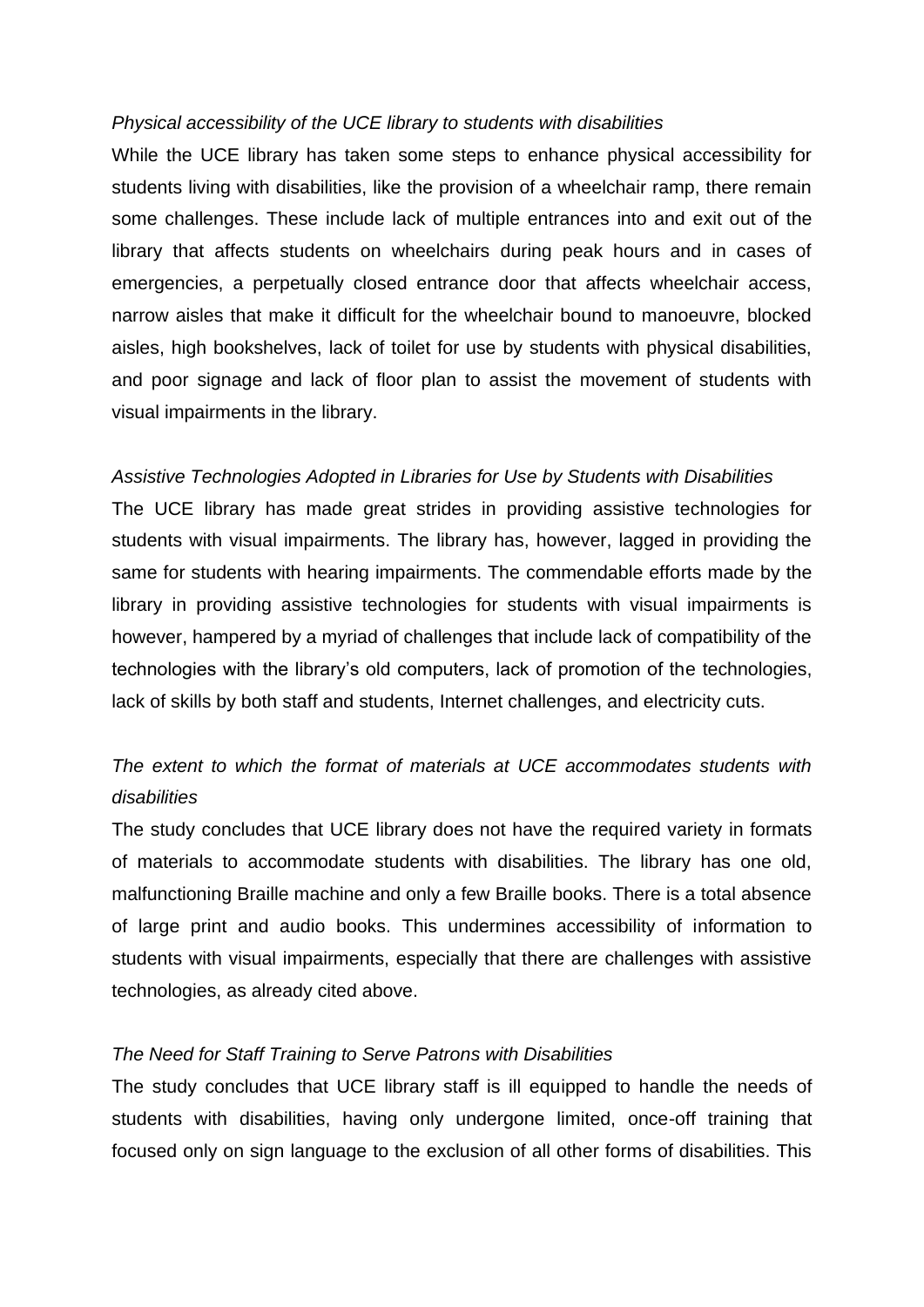*Physical accessibility of the UCE library to students with disabilities*

While the UCE library has taken some steps to enhance physical accessibility for students living with disabilities, like the provision of a wheelchair ramp, there remain some challenges. These include lack of multiple entrances into and exit out of the library that affects students on wheelchairs during peak hours and in cases of emergencies, a perpetually closed entrance door that affects wheelchair access, narrow aisles that make it difficult for the wheelchair bound to manoeuvre, blocked aisles, high bookshelves, lack of toilet for use by students with physical disabilities, and poor signage and lack of floor plan to assist the movement of students with visual impairments in the library.

*Assistive Technologies Adopted in Libraries for Use by Students with Disabilities*

The UCE library has made great strides in providing assistive technologies for students with visual impairments. The library has, however, lagged in providing the same for students with hearing impairments. The commendable efforts made by the library in providing assistive technologies for students with visual impairments is however, hampered by a myriad of challenges that include lack of compatibility of the technologies with the library's old computers, lack of promotion of the technologies, lack of skills by both staff and students, Internet challenges, and electricity cuts.

*The extent to which the format of materials at UCE accommodates students with disabilities*

The study concludes that UCE library does not have the required variety in formats of materials to accommodate students with disabilities. The library has one old, malfunctioning Braille machine and only a few Braille books. There is a total absence of large print and audio books. This undermines accessibility of information to students with visual impairments, especially that there are challenges with assistive technologies, as already cited above.

*The Need for Staff Training to Serve Patrons with Disabilities*

The study concludes that UCE library staff is ill equipped to handle the needs of students with disabilities, having only undergone limited, once-off training that focused only on sign language to the exclusion of all other forms of disabilities. This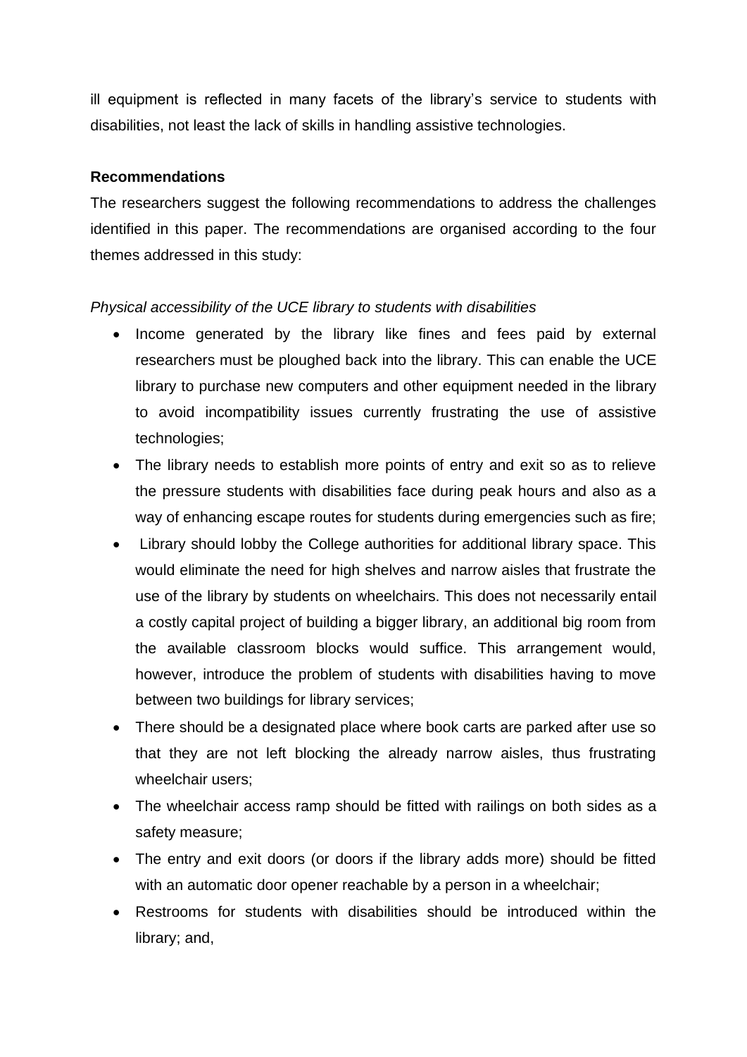ill equipment is reflected in many facets of the library's service to students with disabilities, not least the lack of skills in handling assistive technologies.

**Recommendations**

The researchers suggest the following recommendations to address the challenges identified in this paper. The recommendations are organised according to the four themes addressed in this study:

*Physical accessibility of the UCE library to students with disabilities*

- Income generated by the library like fines and fees paid by external researchers must be ploughed back into the library. This can enable the UCE library to purchase new computers and other equipment needed in the library to avoid incompatibility issues currently frustrating the use of assistive technologies;
- The library needs to establish more points of entry and exit so as to relieve the pressure students with disabilities face during peak hours and also as a way of enhancing escape routes for students during emergencies such as fire;
- Library should lobby the College authorities for additional library space. This would eliminate the need for high shelves and narrow aisles that frustrate the use of the library by students on wheelchairs. This does not necessarily entail a costly capital project of building a bigger library, an additional big room from the available classroom blocks would suffice. This arrangement would, however, introduce the problem of students with disabilities having to move between two buildings for library services;
- There should be a designated place where book carts are parked after use so that they are not left blocking the already narrow aisles, thus frustrating wheelchair users;
- The wheelchair access ramp should be fitted with railings on both sides as a safety measure;
- The entry and exit doors (or doors if the library adds more) should be fitted with an automatic door opener reachable by a person in a wheelchair;
- Restrooms for students with disabilities should be introduced within the library; and,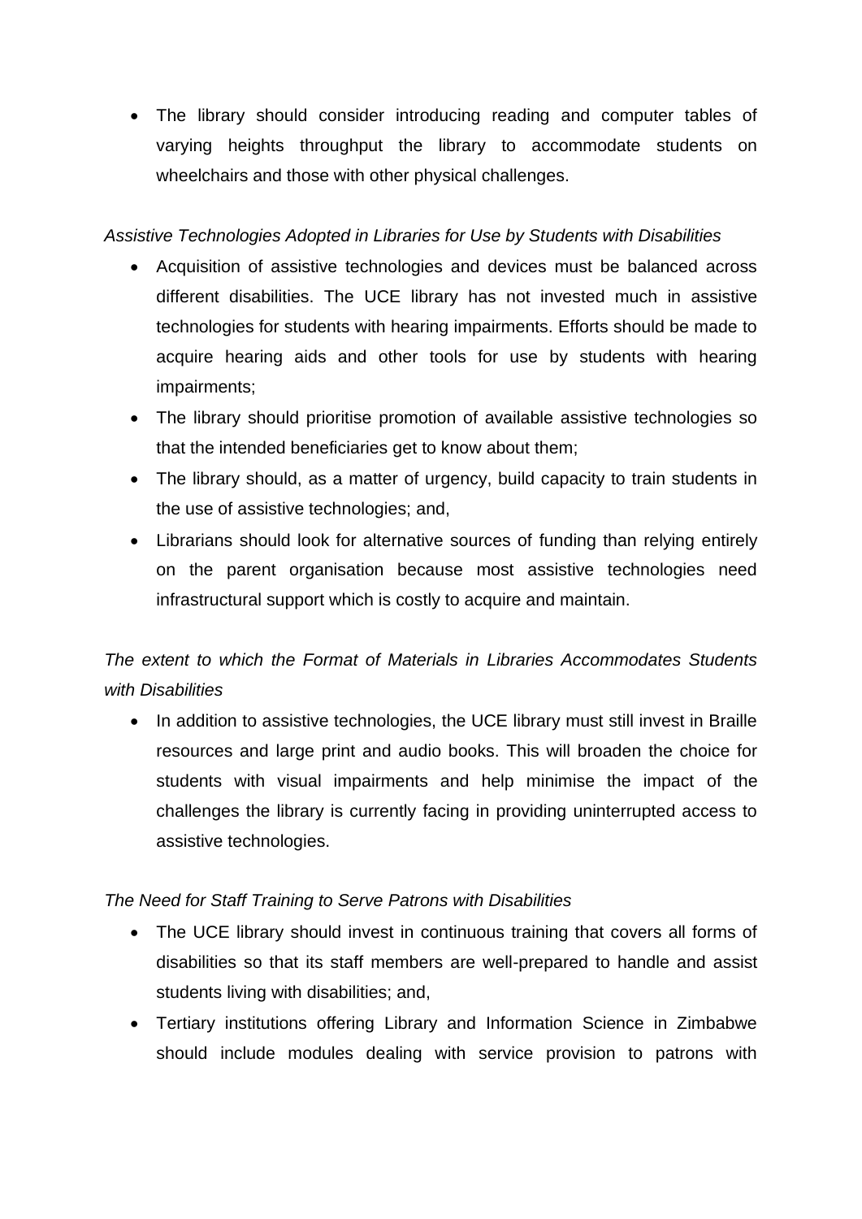- The library should consider introducing reading and computer tables of varying heights throughput the library to accommodate students on wheelchairs and those with other physical challenges.

*Assistive Technologies Adopted in Libraries for Use by Students with Disabilities*

- Acquisition of assistive technologies and devices must be balanced across different disabilities. The UCE library has not invested much in assistive technologies for students with hearing impairments. Efforts should be made to acquire hearing aids and other tools for use by students with hearing impairments;
- The library should prioritise promotion of available assistive technologies so that the intended beneficiaries get to know about them;
- The library should, as a matter of urgency, build capacity to train students in the use of assistive technologies; and,
- Librarians should look for alternative sources of funding than relying entirely on the parent organisation because most assistive technologies need infrastructural support which is costly to acquire and maintain.

*The extent to which the Format of Materials in Libraries Accommodates Students with Disabilities*

- In addition to assistive technologies, the UCE library must still invest in Braille resources and large print and audio books. This will broaden the choice for students with visual impairments and help minimise the impact of the challenges the library is currently facing in providing uninterrupted access to assistive technologies.

*The Need for Staff Training to Serve Patrons with Disabilities*

- The UCE library should invest in continuous training that covers all forms of disabilities so that its staff members are well-prepared to handle and assist students living with disabilities; and,
- Tertiary institutions offering Library and Information Science in Zimbabwe should include modules dealing with service provision to patrons with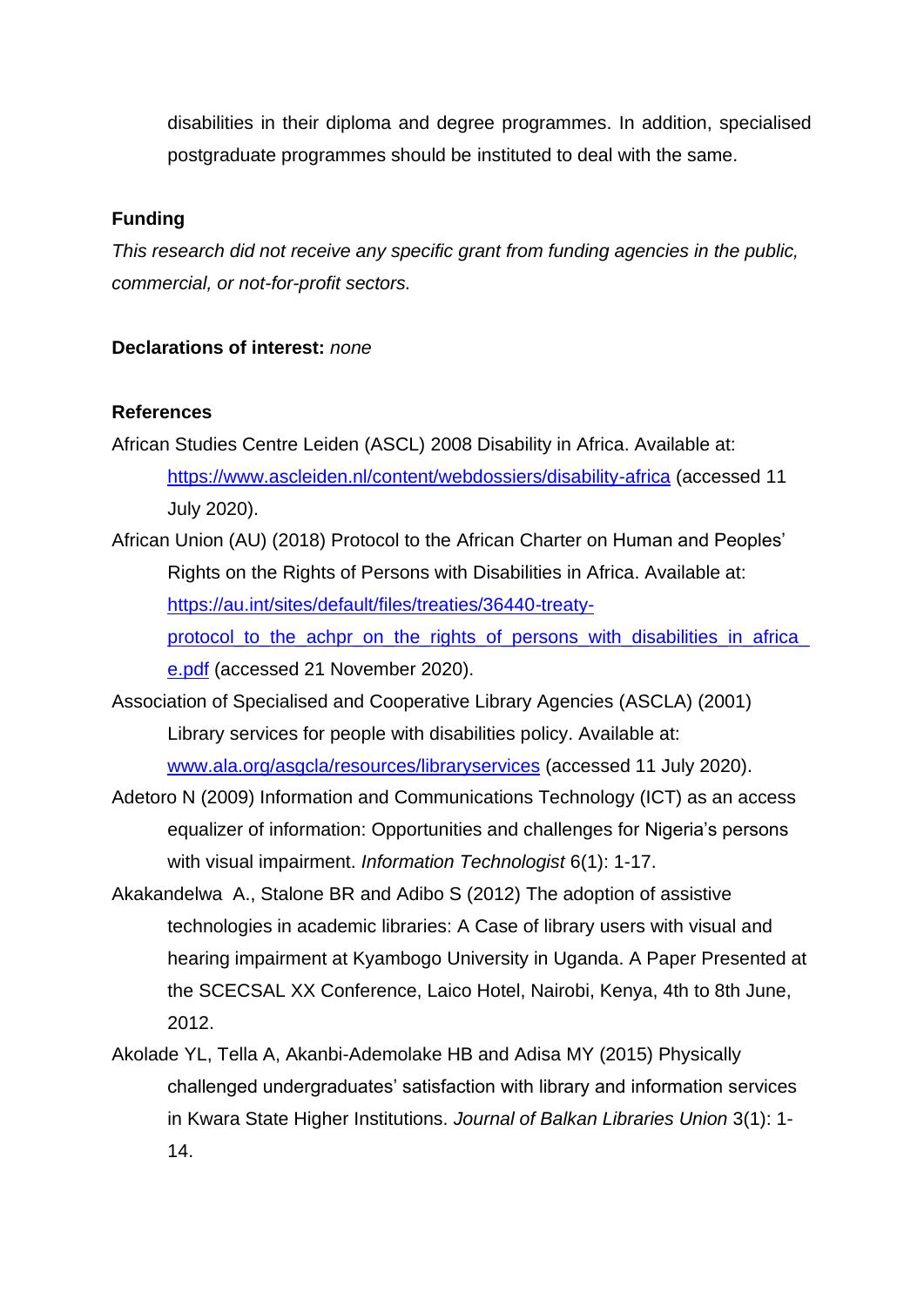disabilities in their diploma and degree programmes. In addition, specialised postgraduate programmes should be instituted to deal with the same.

**Funding**

*This research did not receive any specific grant from funding agencies in the public, commercial, or not-for-profit sectors.*

**Declarations of interest:** *none*

**References**

African Studies Centre Leiden (ASCL) 2008 Disability in Africa. Available at: https://www.ascleiden.nl/content/webdossiers/disability-africa (accessed 11 July 2020).

African Union (AU) (2018) Protocol to the African Charter on Human and Peoples' Rights on the Rights of Persons with Disabilities in Africa. Available at: https://au.int/sites/default/files/treaties/36440-treaty-protocol_to_the_achpr_on_the_rights_of_persons_with_disabilities_in_africa_e.pdf (accessed 21 November 2020).

Association of Specialised and Cooperative Library Agencies (ASCLA) (2001) Library services for people with disabilities policy. Available at: www.ala.org/asgcla/resources/libraryservices (accessed 11 July 2020).

Adetoro N (2009) Information and Communications Technology (ICT) as an access equalizer of information: Opportunities and challenges for Nigeria's persons with visual impairment. *Information Technologist* 6(1): 1-17.

Akakandelwa A., Stalone BR and Adibo S (2012) The adoption of assistive technologies in academic libraries: A Case of library users with visual and hearing impairment at Kyambogo University in Uganda. A Paper Presented at the SCECSAL XX Conference, Laico Hotel, Nairobi, Kenya, 4th to 8th June, 2012.

Akolade YL, Tella A, Akanbi-Ademolake HB and Adisa MY (2015) Physically challenged undergraduates' satisfaction with library and information services in Kwara State Higher Institutions. *Journal of Balkan Libraries Union* 3(1): 1-14.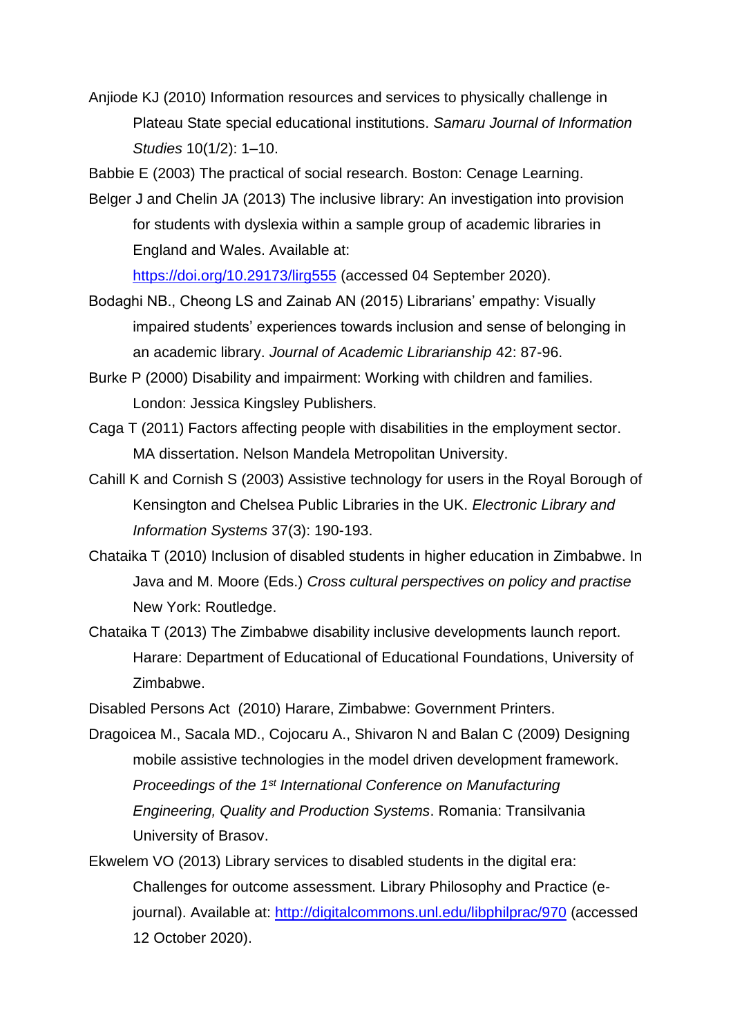Anjiode KJ (2010) Information resources and services to physically challenge in Plateau State special educational institutions. *Samaru Journal of Information Studies* 10(1/2): 1–10.

Babbie E (2003) The practical of social research. Boston: Cenage Learning.

Belger J and Chelin JA (2013) The inclusive library: An investigation into provision for students with dyslexia within a sample group of academic libraries in England and Wales. Available at: https://doi.org/10.29173/lirg555 (accessed 04 September 2020).

Bodaghi NB., Cheong LS and Zainab AN (2015) Librarians' empathy: Visually impaired students' experiences towards inclusion and sense of belonging in an academic library. *Journal of Academic Librarianship* 42: 87-96.

Burke P (2000) Disability and impairment: Working with children and families. London: Jessica Kingsley Publishers.

Caga T (2011) Factors affecting people with disabilities in the employment sector. MA dissertation. Nelson Mandela Metropolitan University.

Cahill K and Cornish S (2003) Assistive technology for users in the Royal Borough of Kensington and Chelsea Public Libraries in the UK. *Electronic Library and Information Systems* 37(3): 190-193.

Chataika T (2010) Inclusion of disabled students in higher education in Zimbabwe. In Java and M. Moore (Eds.) *Cross cultural perspectives on policy and practise* New York: Routledge.

Chataika T (2013) The Zimbabwe disability inclusive developments launch report. Harare: Department of Educational of Educational Foundations, University of Zimbabwe.

Disabled Persons Act (2010) Harare, Zimbabwe: Government Printers.

Dragoicea M., Sacala MD., Cojocaru A., Shivaron N and Balan C (2009) Designing mobile assistive technologies in the model driven development framework. *Proceedings of the 1st International Conference on Manufacturing Engineering, Quality and Production Systems*. Romania: Transilvania University of Brasov.

Ekwelem VO (2013) Library services to disabled students in the digital era: Challenges for outcome assessment. Library Philosophy and Practice (e-journal). Available at: http://digitalcommons.unl.edu/libphilprac/970 (accessed 12 October 2020).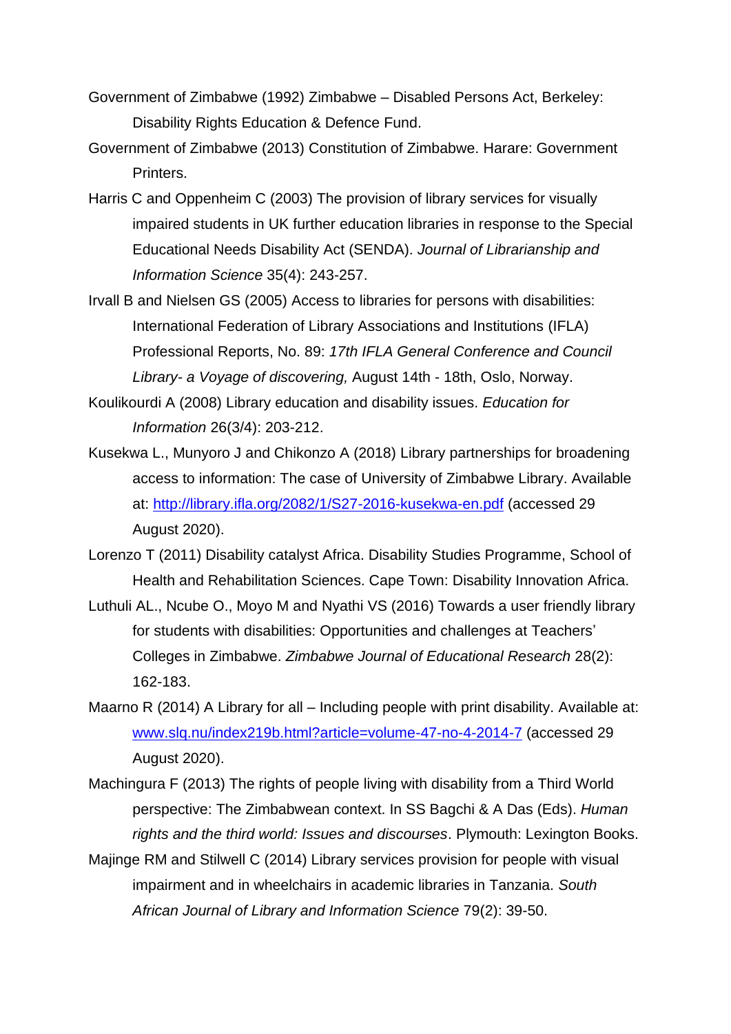Government of Zimbabwe (1992) Zimbabwe – Disabled Persons Act, Berkeley: Disability Rights Education & Defence Fund.

Government of Zimbabwe (2013) Constitution of Zimbabwe. Harare: Government Printers.

Harris C and Oppenheim C (2003) The provision of library services for visually impaired students in UK further education libraries in response to the Special Educational Needs Disability Act (SENDA). *Journal of Librarianship and Information Science* 35(4): 243-257.

Irvall B and Nielsen GS (2005) Access to libraries for persons with disabilities: International Federation of Library Associations and Institutions (IFLA) Professional Reports, No. 89: *17th IFLA General Conference and Council Library- a Voyage of discovering,* August 14th - 18th, Oslo, Norway.

Koulikourdi A (2008) Library education and disability issues. *Education for Information* 26(3/4): 203-212.

Kusekwa L., Munyoro J and Chikonzo A (2018) Library partnerships for broadening access to information: The case of University of Zimbabwe Library. Available at: http://library.ifla.org/2082/1/S27-2016-kusekwa-en.pdf (accessed 29 August 2020).

Lorenzo T (2011) Disability catalyst Africa. Disability Studies Programme, School of Health and Rehabilitation Sciences. Cape Town: Disability Innovation Africa.

Luthuli AL., Ncube O., Moyo M and Nyathi VS (2016) Towards a user friendly library for students with disabilities: Opportunities and challenges at Teachers' Colleges in Zimbabwe. *Zimbabwe Journal of Educational Research* 28(2): 162-183.

Maarno R (2014) A Library for all – Including people with print disability. Available at: www.slq.nu/index219b.html?article=volume-47-no-4-2014-7 (accessed 29 August 2020).

Machingura F (2013) The rights of people living with disability from a Third World perspective: The Zimbabwean context. In SS Bagchi & A Das (Eds). *Human rights and the third world: Issues and discourses*. Plymouth: Lexington Books.

Majinge RM and Stilwell C (2014) Library services provision for people with visual impairment and in wheelchairs in academic libraries in Tanzania. *South African Journal of Library and Information Science* 79(2): 39-50.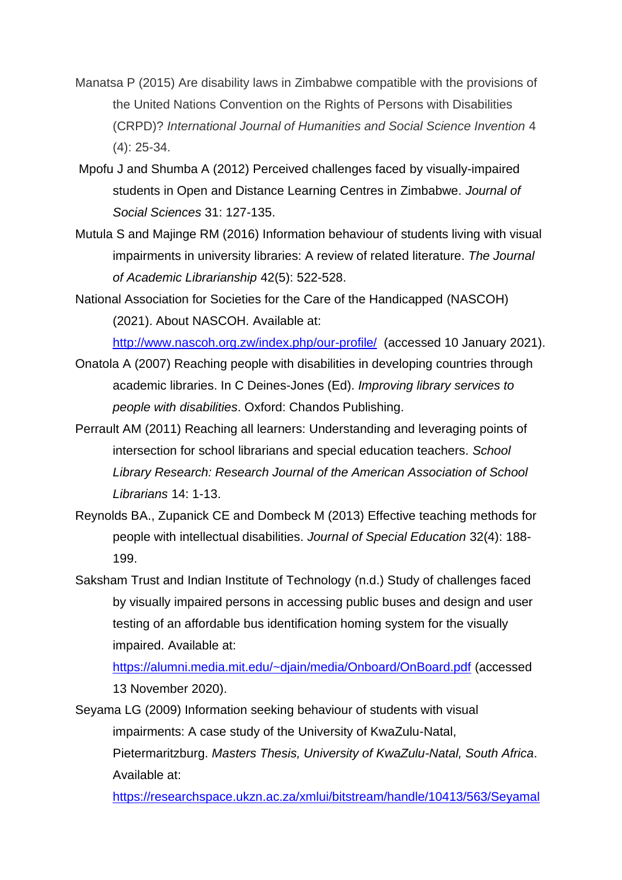Manatsa P (2015) Are disability laws in Zimbabwe compatible with the provisions of the United Nations Convention on the Rights of Persons with Disabilities (CRPD)? *International Journal of Humanities and Social Science Invention* 4 (4): 25-34.

Mpofu J and Shumba A (2012) Perceived challenges faced by visually-impaired students in Open and Distance Learning Centres in Zimbabwe. *Journal of Social Sciences* 31: 127-135.

Mutula S and Majinge RM (2016) Information behaviour of students living with visual impairments in university libraries: A review of related literature. *The Journal of Academic Librarianship* 42(5): 522-528.

National Association for Societies for the Care of the Handicapped (NASCOH) (2021). About NASCOH. Available at: http://www.nascoh.org.zw/index.php/our-profile/ (accessed 10 January 2021).

Onatola A (2007) Reaching people with disabilities in developing countries through academic libraries. In C Deines-Jones (Ed). *Improving library services to people with disabilities*. Oxford: Chandos Publishing.

Perrault AM (2011) Reaching all learners: Understanding and leveraging points of intersection for school librarians and special education teachers. *School Library Research: Research Journal of the American Association of School Librarians* 14: 1-13.

Reynolds BA., Zupanick CE and Dombeck M (2013) Effective teaching methods for people with intellectual disabilities. *Journal of Special Education* 32(4): 188-199.

Saksham Trust and Indian Institute of Technology (n.d.) Study of challenges faced by visually impaired persons in accessing public buses and design and user testing of an affordable bus identification homing system for the visually impaired. Available at: https://alumni.media.mit.edu/~djain/media/Onboard/OnBoard.pdf (accessed 13 November 2020).

Seyama LG (2009) Information seeking behaviour of students with visual impairments: A case study of the University of KwaZulu-Natal, Pietermaritzburg. *Masters Thesis, University of KwaZulu-Natal, South Africa*. Available at: https://researchspace.ukzn.ac.za/xmlui/bitstream/handle/10413/563/Seyamal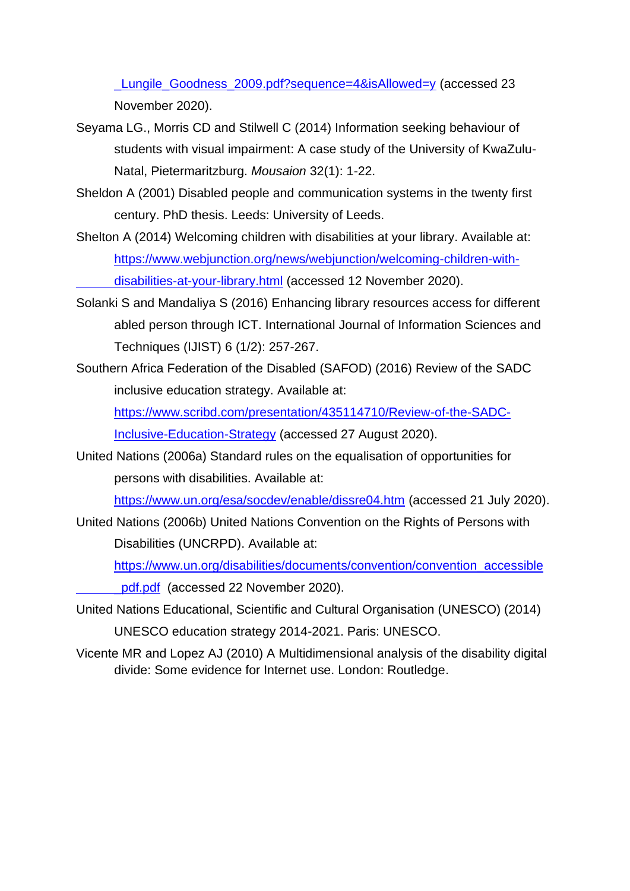_Lungile_Goodness_2009.pdf?sequence=4&isAllowed=y (accessed 23 November 2020).

Seyama LG., Morris CD and Stilwell C (2014) Information seeking behaviour of students with visual impairment: A case study of the University of KwaZulu-Natal, Pietermaritzburg. *Mousaion* 32(1): 1-22.

Sheldon A (2001) Disabled people and communication systems in the twenty first century. PhD thesis. Leeds: University of Leeds.

Shelton A (2014) Welcoming children with disabilities at your library. Available at: https://www.webjunction.org/news/webjunction/welcoming-children-with-disabilities-at-your-library.html (accessed 12 November 2020).

Solanki S and Mandaliya S (2016) Enhancing library resources access for different abled person through ICT. International Journal of Information Sciences and Techniques (IJIST) 6 (1/2): 257-267.

Southern Africa Federation of the Disabled (SAFOD) (2016) Review of the SADC inclusive education strategy. Available at: https://www.scribd.com/presentation/435114710/Review-of-the-SADC-Inclusive-Education-Strategy (accessed 27 August 2020).

United Nations (2006a) Standard rules on the equalisation of opportunities for persons with disabilities. Available at: https://www.un.org/esa/socdev/enable/dissre04.htm (accessed 21 July 2020).

United Nations (2006b) United Nations Convention on the Rights of Persons with Disabilities (UNCRPD). Available at: https://www.un.org/disabilities/documents/convention/convention_accessible_pdf.pdf (accessed 22 November 2020).

United Nations Educational, Scientific and Cultural Organisation (UNESCO) (2014) UNESCO education strategy 2014-2021. Paris: UNESCO.

Vicente MR and Lopez AJ (2010) A Multidimensional analysis of the disability digital divide: Some evidence for Internet use. London: Routledge.